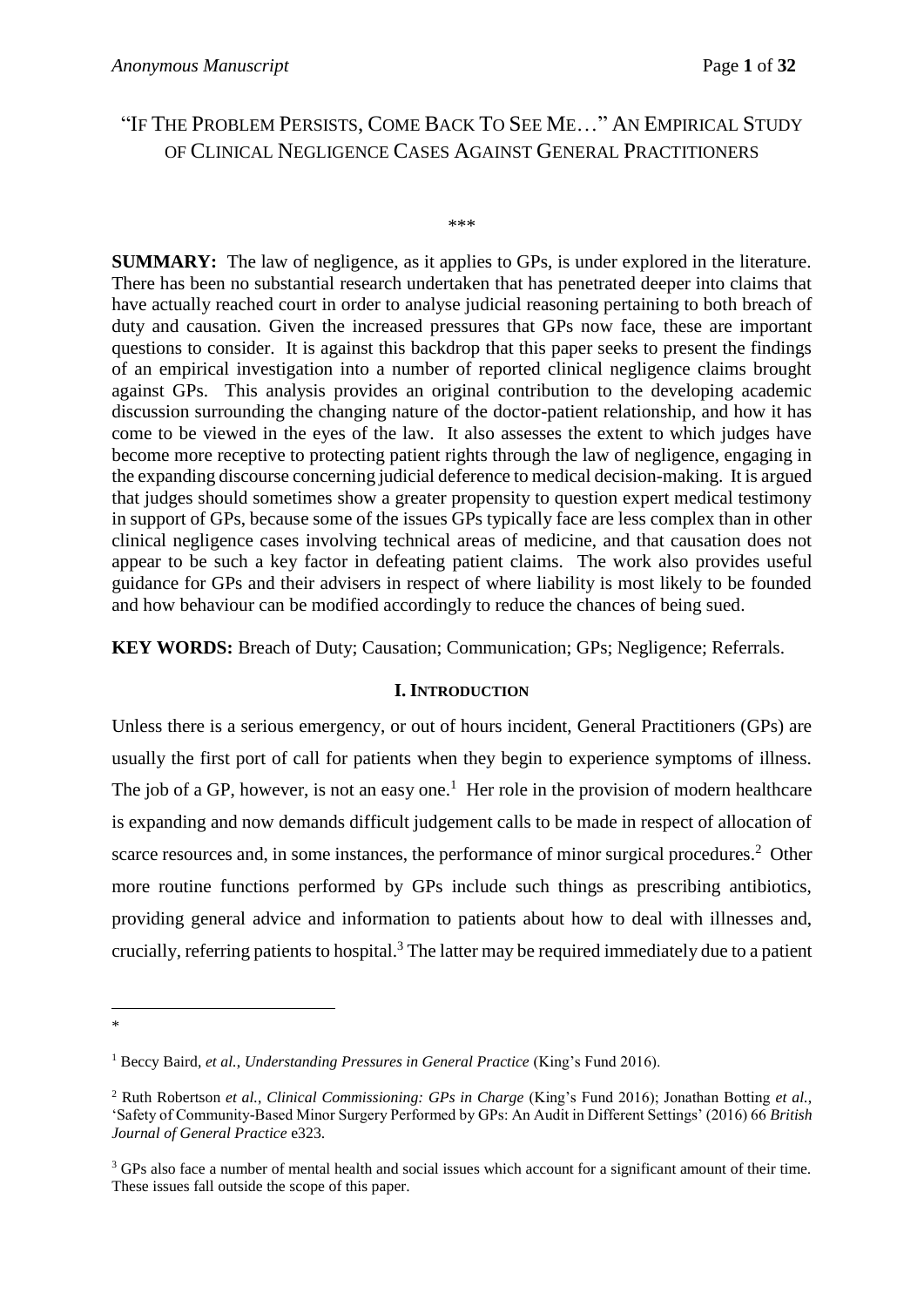# "If The Problem Persists, Come Back To See Me…" An Empirical Study of Clinical Negligence Cases Against General Practitioners

\*\*\*

**SUMMARY:** The law of negligence, as it applies to GPs, is under explored in the literature. There has been no substantial research undertaken that has penetrated deeper into claims that have actually reached court in order to analyse judicial reasoning pertaining to both breach of duty and causation. Given the increased pressures that GPs now face, these are important questions to consider. It is against this backdrop that this paper seeks to present the findings of an empirical investigation into a number of reported clinical negligence claims brought against GPs. This analysis provides an original contribution to the developing academic discussion surrounding the changing nature of the doctor-patient relationship, and how it has come to be viewed in the eyes of the law. It also assesses the extent to which judges have become more receptive to protecting patient rights through the law of negligence, engaging in the expanding discourse concerning judicial deference to medical decision-making. It is argued that judges should sometimes show a greater propensity to question expert medical testimony in support of GPs, because some of the issues GPs typically face are less complex than in other clinical negligence cases involving technical areas of medicine, and that causation does not appear to be such a key factor in defeating patient claims. The work also provides useful guidance for GPs and their advisers in respect of where liability is most likely to be founded and how behaviour can be modified accordingly to reduce the chances of being sued.

**KEY WORDS:** Breach of Duty; Causation; Communication; GPs; Negligence; Referrals.

## I. Introduction

Unless there is a serious emergency, or out of hours incident, General Practitioners (GPs) are usually the first port of call for patients when they begin to experience symptoms of illness. The job of a GP, however, is not an easy one.[1] Her role in the provision of modern healthcare is expanding and now demands difficult judgement calls to be made in respect of allocation of scarce resources and, in some instances, the performance of minor surgical procedures.[2] Other more routine functions performed by GPs include such things as prescribing antibiotics, providing general advice and information to patients about how to deal with illnesses and, crucially, referring patients to hospital.[3] The latter may be required immediately due to a patient

---

\*

[1] Beccy Baird, *et al.*, *Understanding Pressures in General Practice* (King's Fund 2016).

[2] Ruth Robertson *et al.*, *Clinical Commissioning: GPs in Charge* (King's Fund 2016); Jonathan Botting *et al.*, 'Safety of Community-Based Minor Surgery Performed by GPs: An Audit in Different Settings' (2016) 66 *British Journal of General Practice* e323.

[3] GPs also face a number of mental health and social issues which account for a significant amount of their time. These issues fall outside the scope of this paper.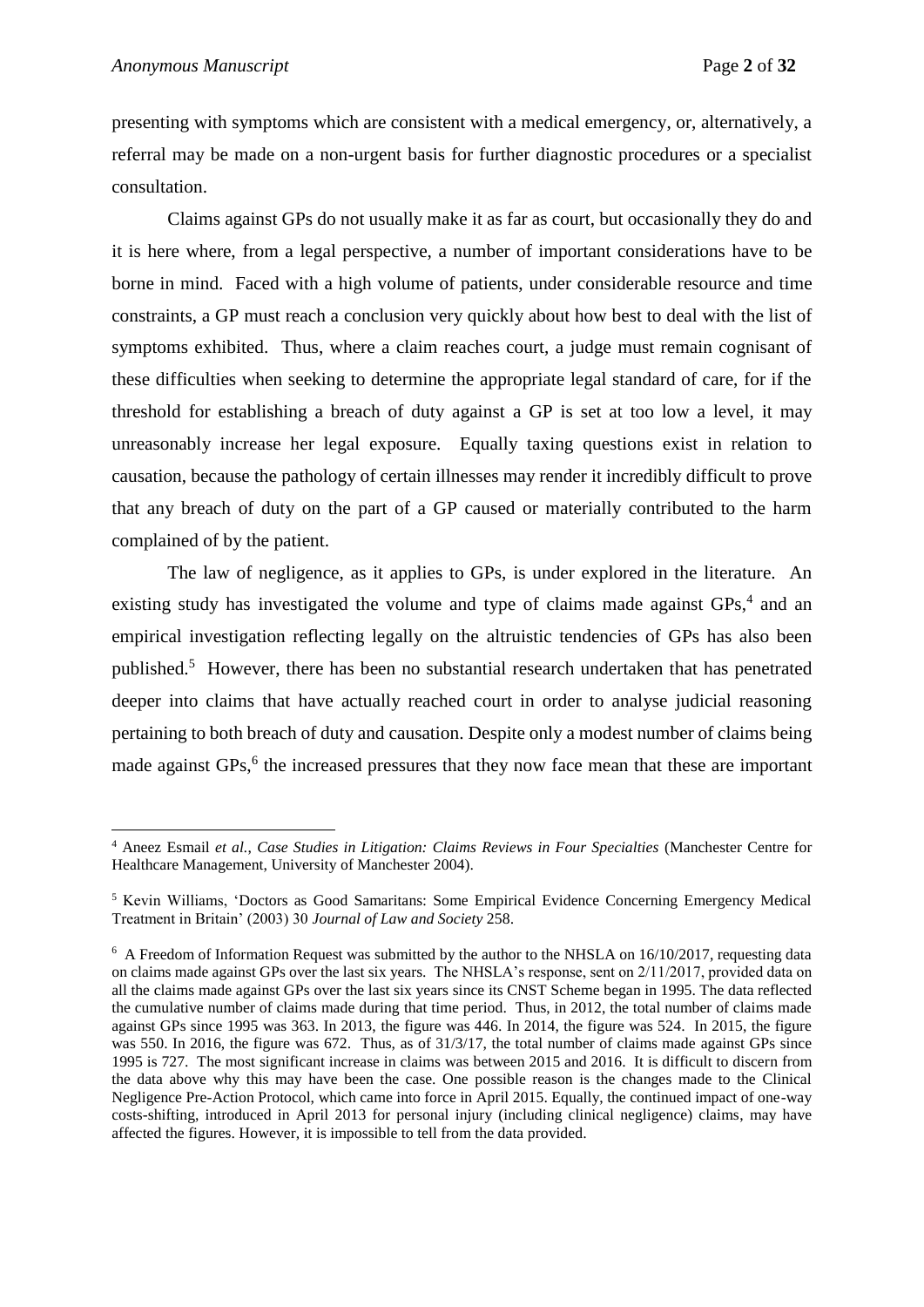presenting with symptoms which are consistent with a medical emergency, or, alternatively, a referral may be made on a non-urgent basis for further diagnostic procedures or a specialist consultation.

Claims against GPs do not usually make it as far as court, but occasionally they do and it is here where, from a legal perspective, a number of important considerations have to be borne in mind. Faced with a high volume of patients, under considerable resource and time constraints, a GP must reach a conclusion very quickly about how best to deal with the list of symptoms exhibited. Thus, where a claim reaches court, a judge must remain cognisant of these difficulties when seeking to determine the appropriate legal standard of care, for if the threshold for establishing a breach of duty against a GP is set at too low a level, it may unreasonably increase her legal exposure. Equally taxing questions exist in relation to causation, because the pathology of certain illnesses may render it incredibly difficult to prove that any breach of duty on the part of a GP caused or materially contributed to the harm complained of by the patient.

The law of negligence, as it applies to GPs, is under explored in the literature. An existing study has investigated the volume and type of claims made against GPs,[4] and an empirical investigation reflecting legally on the altruistic tendencies of GPs has also been published.[5] However, there has been no substantial research undertaken that has penetrated deeper into claims that have actually reached court in order to analyse judicial reasoning pertaining to both breach of duty and causation. Despite only a modest number of claims being made against GPs,[6] the increased pressures that they now face mean that these are important

---

[4] Aneez Esmail *et al.*, *Case Studies in Litigation: Claims Reviews in Four Specialties* (Manchester Centre for Healthcare Management, University of Manchester 2004).

[5] Kevin Williams, 'Doctors as Good Samaritans: Some Empirical Evidence Concerning Emergency Medical Treatment in Britain' (2003) 30 *Journal of Law and Society* 258.

[6] A Freedom of Information Request was submitted by the author to the NHSLA on 16/10/2017, requesting data on claims made against GPs over the last six years. The NHSLA's response, sent on 2/11/2017, provided data on all the claims made against GPs over the last six years since its CNST Scheme began in 1995. The data reflected the cumulative number of claims made during that time period. Thus, in 2012, the total number of claims made against GPs since 1995 was 363. In 2013, the figure was 446. In 2014, the figure was 524. In 2015, the figure was 550. In 2016, the figure was 672. Thus, as of 31/3/17, the total number of claims made against GPs since 1995 is 727. The most significant increase in claims was between 2015 and 2016. It is difficult to discern from the data above why this may have been the case. One possible reason is the changes made to the Clinical Negligence Pre-Action Protocol, which came into force in April 2015. Equally, the continued impact of one-way costs-shifting, introduced in April 2013 for personal injury (including clinical negligence) claims, may have affected the figures. However, it is impossible to tell from the data provided.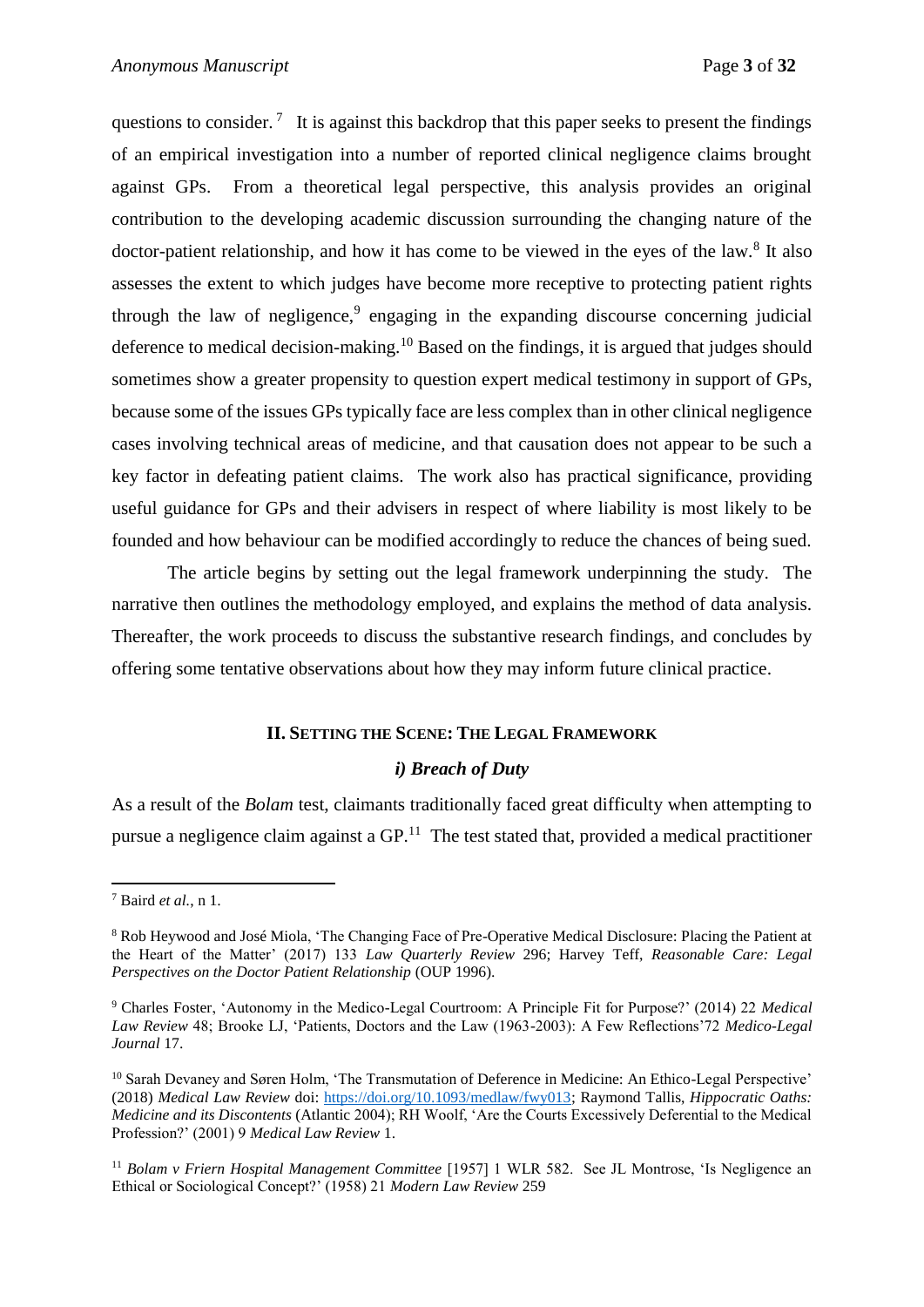questions to consider.[7] It is against this backdrop that this paper seeks to present the findings of an empirical investigation into a number of reported clinical negligence claims brought against GPs. From a theoretical legal perspective, this analysis provides an original contribution to the developing academic discussion surrounding the changing nature of the doctor-patient relationship, and how it has come to be viewed in the eyes of the law.[8] It also assesses the extent to which judges have become more receptive to protecting patient rights through the law of negligence,[9] engaging in the expanding discourse concerning judicial deference to medical decision-making.[10] Based on the findings, it is argued that judges should sometimes show a greater propensity to question expert medical testimony in support of GPs, because some of the issues GPs typically face are less complex than in other clinical negligence cases involving technical areas of medicine, and that causation does not appear to be such a key factor in defeating patient claims. The work also has practical significance, providing useful guidance for GPs and their advisers in respect of where liability is most likely to be founded and how behaviour can be modified accordingly to reduce the chances of being sued.

The article begins by setting out the legal framework underpinning the study. The narrative then outlines the methodology employed, and explains the method of data analysis. Thereafter, the work proceeds to discuss the substantive research findings, and concludes by offering some tentative observations about how they may inform future clinical practice.

## II. Setting the Scene: The Legal Framework

### *i) Breach of Duty*

As a result of the *Bolam* test, claimants traditionally faced great difficulty when attempting to pursue a negligence claim against a GP.[11] The test stated that, provided a medical practitioner

---

[7] Baird *et al.*, n 1.

[8] Rob Heywood and José Miola, 'The Changing Face of Pre-Operative Medical Disclosure: Placing the Patient at the Heart of the Matter' (2017) 133 *Law Quarterly Review* 296; Harvey Teff, *Reasonable Care: Legal Perspectives on the Doctor Patient Relationship* (OUP 1996).

[9] Charles Foster, 'Autonomy in the Medico-Legal Courtroom: A Principle Fit for Purpose?' (2014) 22 *Medical Law Review* 48; Brooke LJ, 'Patients, Doctors and the Law (1963-2003): A Few Reflections'72 *Medico-Legal Journal* 17.

[10] Sarah Devaney and Søren Holm, 'The Transmutation of Deference in Medicine: An Ethico-Legal Perspective' (2018) *Medical Law Review* doi: https://doi.org/10.1093/medlaw/fwy013; Raymond Tallis, *Hippocratic Oaths: Medicine and its Discontents* (Atlantic 2004); RH Woolf, 'Are the Courts Excessively Deferential to the Medical Profession?' (2001) 9 *Medical Law Review* 1.

[11] *Bolam v Friern Hospital Management Committee* [1957] 1 WLR 582. See JL Montrose, 'Is Negligence an Ethical or Sociological Concept?' (1958) 21 *Modern Law Review* 259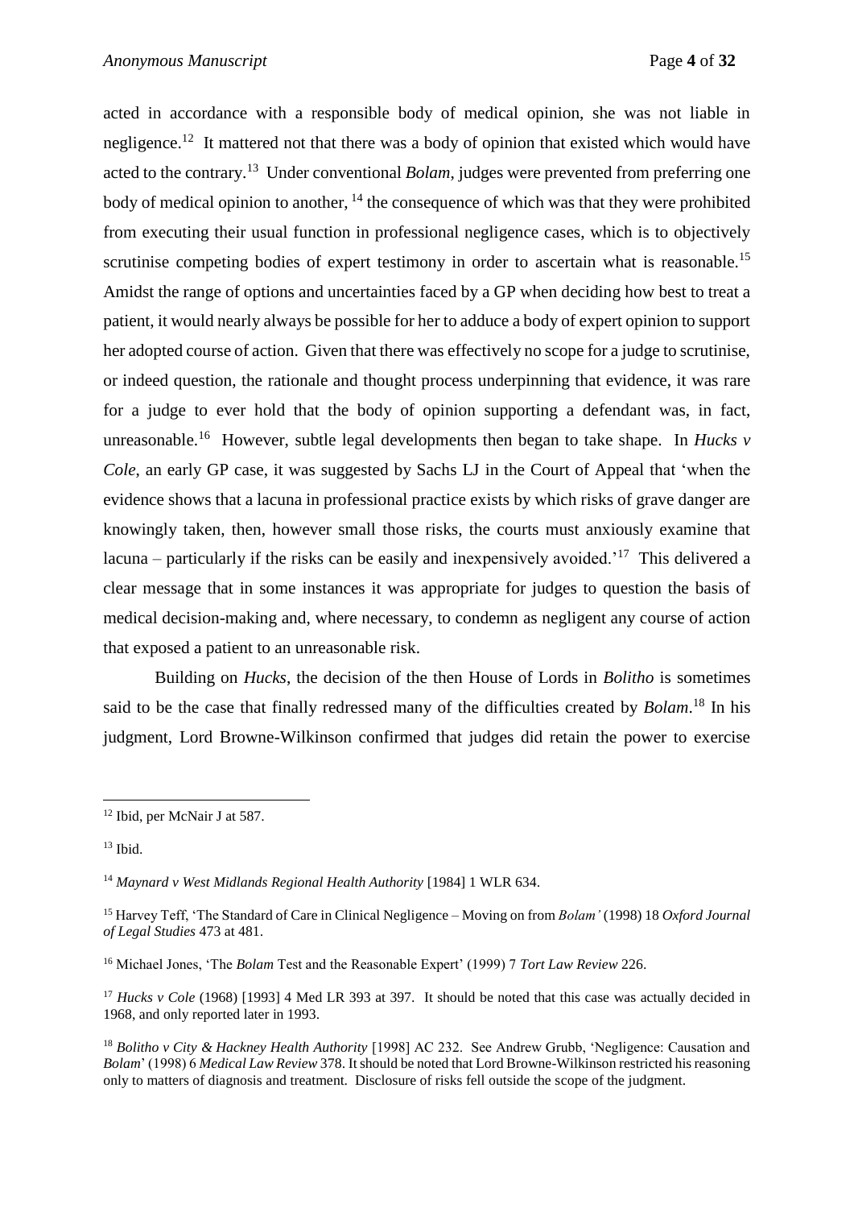acted in accordance with a responsible body of medical opinion, she was not liable in negligence.[12] It mattered not that there was a body of opinion that existed which would have acted to the contrary.[13] Under conventional *Bolam*, judges were prevented from preferring one body of medical opinion to another, [14] the consequence of which was that they were prohibited from executing their usual function in professional negligence cases, which is to objectively scrutinise competing bodies of expert testimony in order to ascertain what is reasonable.[15] Amidst the range of options and uncertainties faced by a GP when deciding how best to treat a patient, it would nearly always be possible for her to adduce a body of expert opinion to support her adopted course of action. Given that there was effectively no scope for a judge to scrutinise, or indeed question, the rationale and thought process underpinning that evidence, it was rare for a judge to ever hold that the body of opinion supporting a defendant was, in fact, unreasonable.[16] However, subtle legal developments then began to take shape. In *Hucks v Cole*, an early GP case, it was suggested by Sachs LJ in the Court of Appeal that 'when the evidence shows that a lacuna in professional practice exists by which risks of grave danger are knowingly taken, then, however small those risks, the courts must anxiously examine that lacuna – particularly if the risks can be easily and inexpensively avoided.'[17] This delivered a clear message that in some instances it was appropriate for judges to question the basis of medical decision-making and, where necessary, to condemn as negligent any course of action that exposed a patient to an unreasonable risk.

Building on *Hucks*, the decision of the then House of Lords in *Bolitho* is sometimes said to be the case that finally redressed many of the difficulties created by *Bolam*.[18] In his judgment, Lord Browne-Wilkinson confirmed that judges did retain the power to exercise

---

[12] Ibid, per McNair J at 587.

[13] Ibid.

[14] *Maynard v West Midlands Regional Health Authority* [1984] 1 WLR 634.

[15] Harvey Teff, 'The Standard of Care in Clinical Negligence – Moving on from *Bolam'* (1998) 18 *Oxford Journal of Legal Studies* 473 at 481.

[16] Michael Jones, 'The *Bolam* Test and the Reasonable Expert' (1999) 7 *Tort Law Review* 226.

[17] *Hucks v Cole* (1968) [1993] 4 Med LR 393 at 397. It should be noted that this case was actually decided in 1968, and only reported later in 1993.

[18] *Bolitho v City & Hackney Health Authority* [1998] AC 232. See Andrew Grubb, 'Negligence: Causation and *Bolam*' (1998) 6 *Medical Law Review* 378. It should be noted that Lord Browne-Wilkinson restricted his reasoning only to matters of diagnosis and treatment. Disclosure of risks fell outside the scope of the judgment.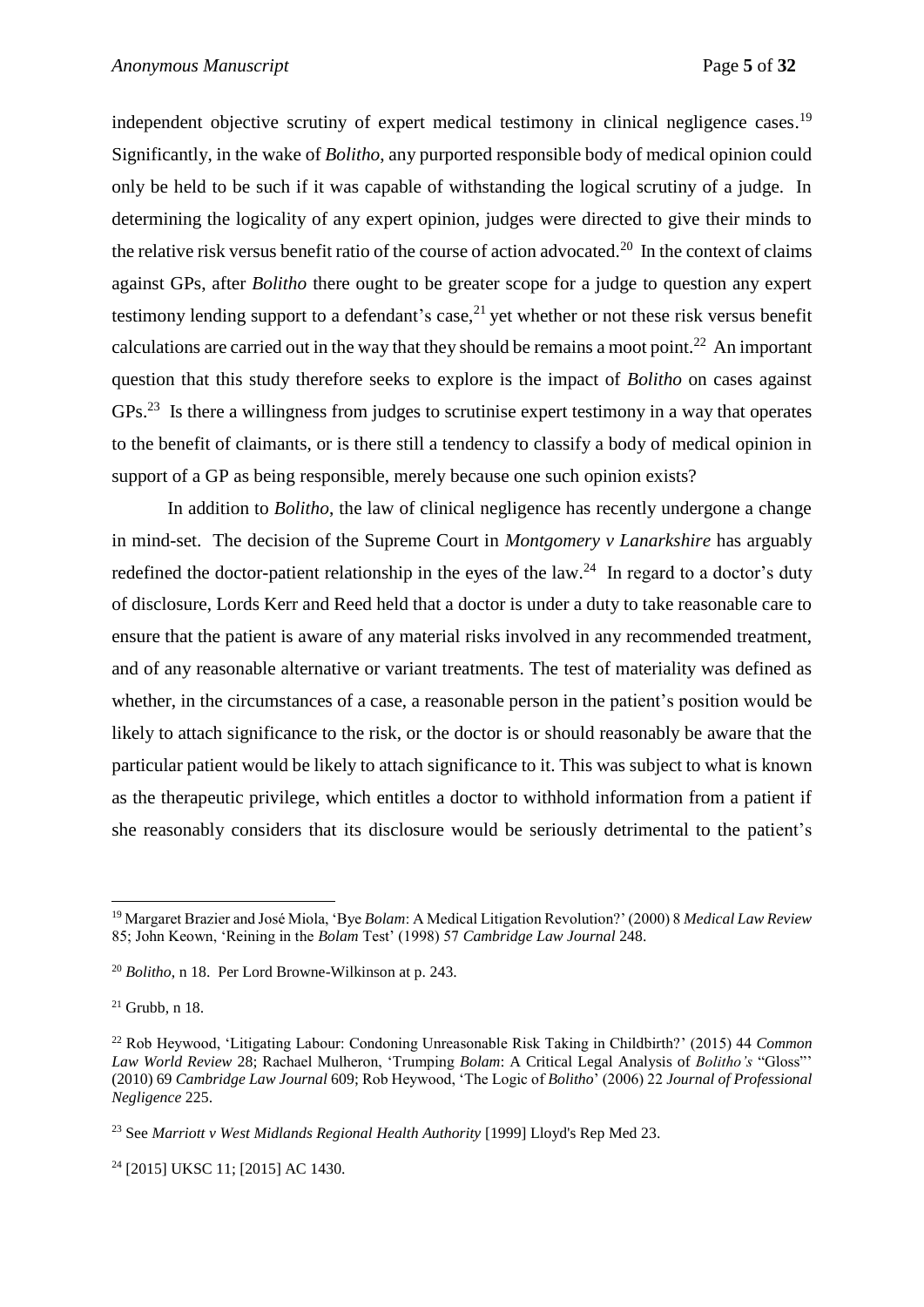independent objective scrutiny of expert medical testimony in clinical negligence cases.[19] Significantly, in the wake of *Bolitho*, any purported responsible body of medical opinion could only be held to be such if it was capable of withstanding the logical scrutiny of a judge. In determining the logicality of any expert opinion, judges were directed to give their minds to the relative risk versus benefit ratio of the course of action advocated.[20] In the context of claims against GPs, after *Bolitho* there ought to be greater scope for a judge to question any expert testimony lending support to a defendant's case,[21] yet whether or not these risk versus benefit calculations are carried out in the way that they should be remains a moot point.[22] An important question that this study therefore seeks to explore is the impact of *Bolitho* on cases against GPs.[23] Is there a willingness from judges to scrutinise expert testimony in a way that operates to the benefit of claimants, or is there still a tendency to classify a body of medical opinion in support of a GP as being responsible, merely because one such opinion exists?

In addition to *Bolitho*, the law of clinical negligence has recently undergone a change in mind-set. The decision of the Supreme Court in *Montgomery v Lanarkshire* has arguably redefined the doctor-patient relationship in the eyes of the law.[24] In regard to a doctor's duty of disclosure, Lords Kerr and Reed held that a doctor is under a duty to take reasonable care to ensure that the patient is aware of any material risks involved in any recommended treatment, and of any reasonable alternative or variant treatments. The test of materiality was defined as whether, in the circumstances of a case, a reasonable person in the patient's position would be likely to attach significance to the risk, or the doctor is or should reasonably be aware that the particular patient would be likely to attach significance to it. This was subject to what is known as the therapeutic privilege, which entitles a doctor to withhold information from a patient if she reasonably considers that its disclosure would be seriously detrimental to the patient's

---

[19] Margaret Brazier and José Miola, 'Bye *Bolam*: A Medical Litigation Revolution?' (2000) 8 *Medical Law Review* 85; John Keown, 'Reining in the *Bolam* Test' (1998) 57 *Cambridge Law Journal* 248.

[20] *Bolitho*, n 18. Per Lord Browne-Wilkinson at p. 243.

[21] Grubb, n 18.

[22] Rob Heywood, 'Litigating Labour: Condoning Unreasonable Risk Taking in Childbirth?' (2015) 44 *Common Law World Review* 28; Rachael Mulheron, 'Trumping *Bolam*: A Critical Legal Analysis of *Bolitho's* "Gloss"' (2010) 69 *Cambridge Law Journal* 609; Rob Heywood, 'The Logic of *Bolitho*' (2006) 22 *Journal of Professional Negligence* 225.

[23] See *Marriott v West Midlands Regional Health Authority* [1999] Lloyd's Rep Med 23.

[24] [2015] UKSC 11; [2015] AC 1430.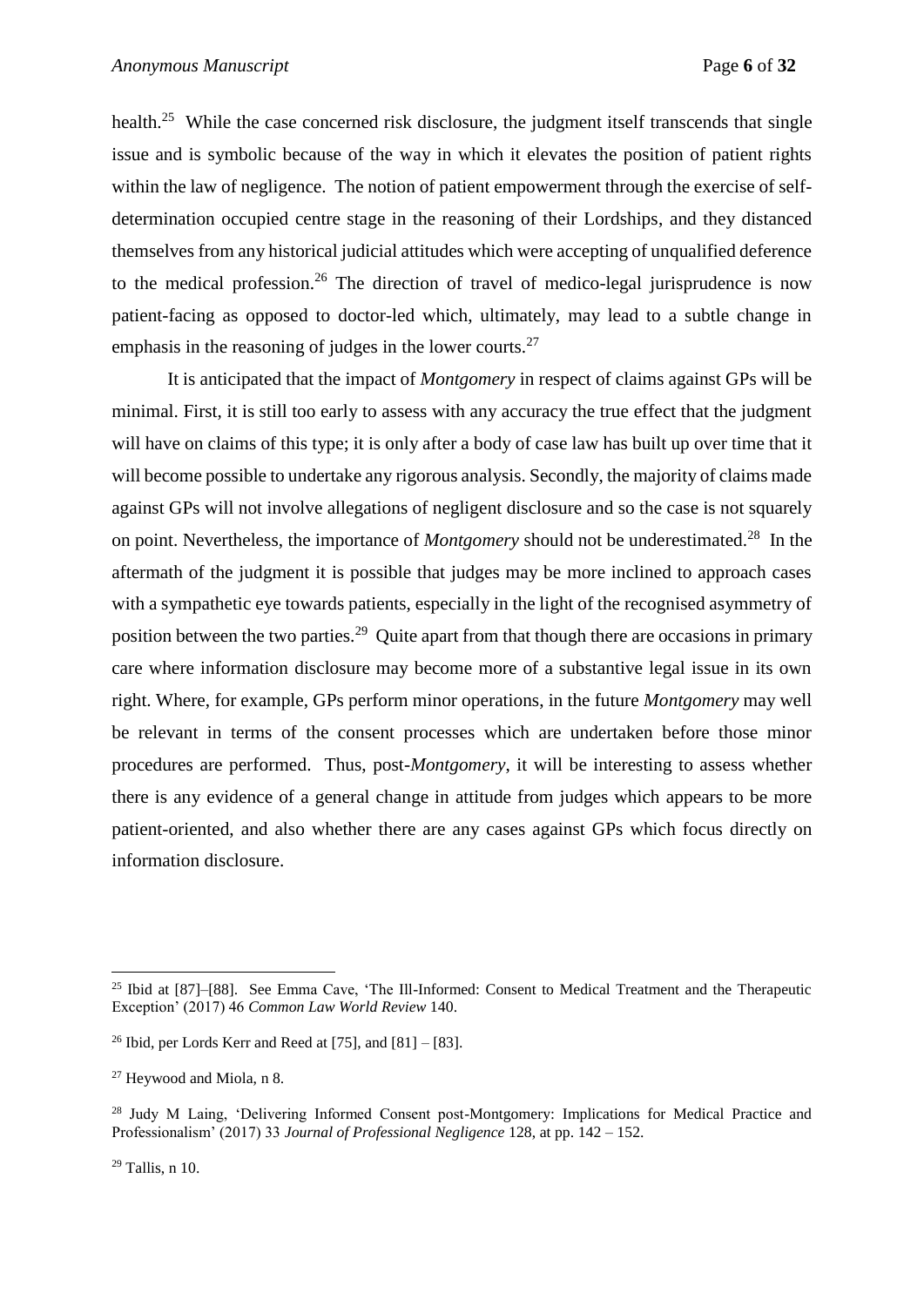health.[25] While the case concerned risk disclosure, the judgment itself transcends that single issue and is symbolic because of the way in which it elevates the position of patient rights within the law of negligence. The notion of patient empowerment through the exercise of self-determination occupied centre stage in the reasoning of their Lordships, and they distanced themselves from any historical judicial attitudes which were accepting of unqualified deference to the medical profession.[26] The direction of travel of medico-legal jurisprudence is now patient-facing as opposed to doctor-led which, ultimately, may lead to a subtle change in emphasis in the reasoning of judges in the lower courts.[27]

It is anticipated that the impact of *Montgomery* in respect of claims against GPs will be minimal. First, it is still too early to assess with any accuracy the true effect that the judgment will have on claims of this type; it is only after a body of case law has built up over time that it will become possible to undertake any rigorous analysis. Secondly, the majority of claims made against GPs will not involve allegations of negligent disclosure and so the case is not squarely on point. Nevertheless, the importance of *Montgomery* should not be underestimated.[28] In the aftermath of the judgment it is possible that judges may be more inclined to approach cases with a sympathetic eye towards patients, especially in the light of the recognised asymmetry of position between the two parties.[29] Quite apart from that though there are occasions in primary care where information disclosure may become more of a substantive legal issue in its own right. Where, for example, GPs perform minor operations, in the future *Montgomery* may well be relevant in terms of the consent processes which are undertaken before those minor procedures are performed. Thus, post-*Montgomery*, it will be interesting to assess whether there is any evidence of a general change in attitude from judges which appears to be more patient-oriented, and also whether there are any cases against GPs which focus directly on information disclosure.

---

[25] Ibid at [87]–[88]. See Emma Cave, 'The Ill-Informed: Consent to Medical Treatment and the Therapeutic Exception' (2017) 46 *Common Law World Review* 140.

[26] Ibid, per Lords Kerr and Reed at [75], and [81] – [83].

[27] Heywood and Miola, n 8.

[28] Judy M Laing, 'Delivering Informed Consent post-Montgomery: Implications for Medical Practice and Professionalism' (2017) 33 *Journal of Professional Negligence* 128, at pp. 142 – 152.

[29] Tallis, n 10.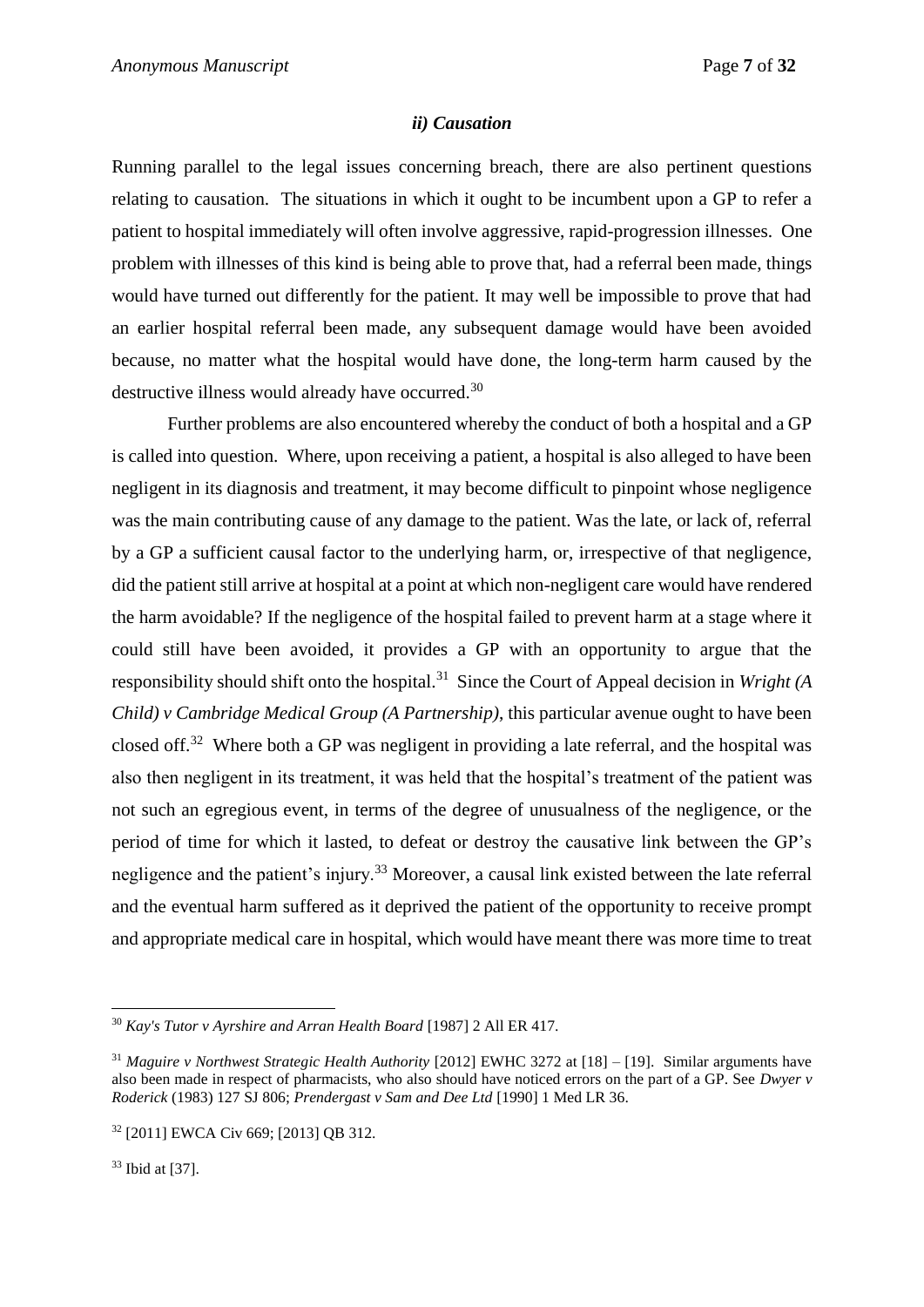### *ii) Causation*

Running parallel to the legal issues concerning breach, there are also pertinent questions relating to causation. The situations in which it ought to be incumbent upon a GP to refer a patient to hospital immediately will often involve aggressive, rapid-progression illnesses. One problem with illnesses of this kind is being able to prove that, had a referral been made, things would have turned out differently for the patient. It may well be impossible to prove that had an earlier hospital referral been made, any subsequent damage would have been avoided because, no matter what the hospital would have done, the long-term harm caused by the destructive illness would already have occurred.[30]

Further problems are also encountered whereby the conduct of both a hospital and a GP is called into question. Where, upon receiving a patient, a hospital is also alleged to have been negligent in its diagnosis and treatment, it may become difficult to pinpoint whose negligence was the main contributing cause of any damage to the patient. Was the late, or lack of, referral by a GP a sufficient causal factor to the underlying harm, or, irrespective of that negligence, did the patient still arrive at hospital at a point at which non-negligent care would have rendered the harm avoidable? If the negligence of the hospital failed to prevent harm at a stage where it could still have been avoided, it provides a GP with an opportunity to argue that the responsibility should shift onto the hospital.[31] Since the Court of Appeal decision in *Wright (A Child) v Cambridge Medical Group (A Partnership)*, this particular avenue ought to have been closed off.[32] Where both a GP was negligent in providing a late referral, and the hospital was also then negligent in its treatment, it was held that the hospital's treatment of the patient was not such an egregious event, in terms of the degree of unusualness of the negligence, or the period of time for which it lasted, to defeat or destroy the causative link between the GP's negligence and the patient's injury.[33] Moreover, a causal link existed between the late referral and the eventual harm suffered as it deprived the patient of the opportunity to receive prompt and appropriate medical care in hospital, which would have meant there was more time to treat

---

[30] *Kay's Tutor v Ayrshire and Arran Health Board* [1987] 2 All ER 417.

[31] *Maguire v Northwest Strategic Health Authority* [2012] EWHC 3272 at [18] – [19]. Similar arguments have also been made in respect of pharmacists, who also should have noticed errors on the part of a GP. See *Dwyer v Roderick* (1983) 127 SJ 806; *Prendergast v Sam and Dee Ltd* [1990] 1 Med LR 36.

[32] [2011] EWCA Civ 669; [2013] QB 312.

[33] Ibid at [37].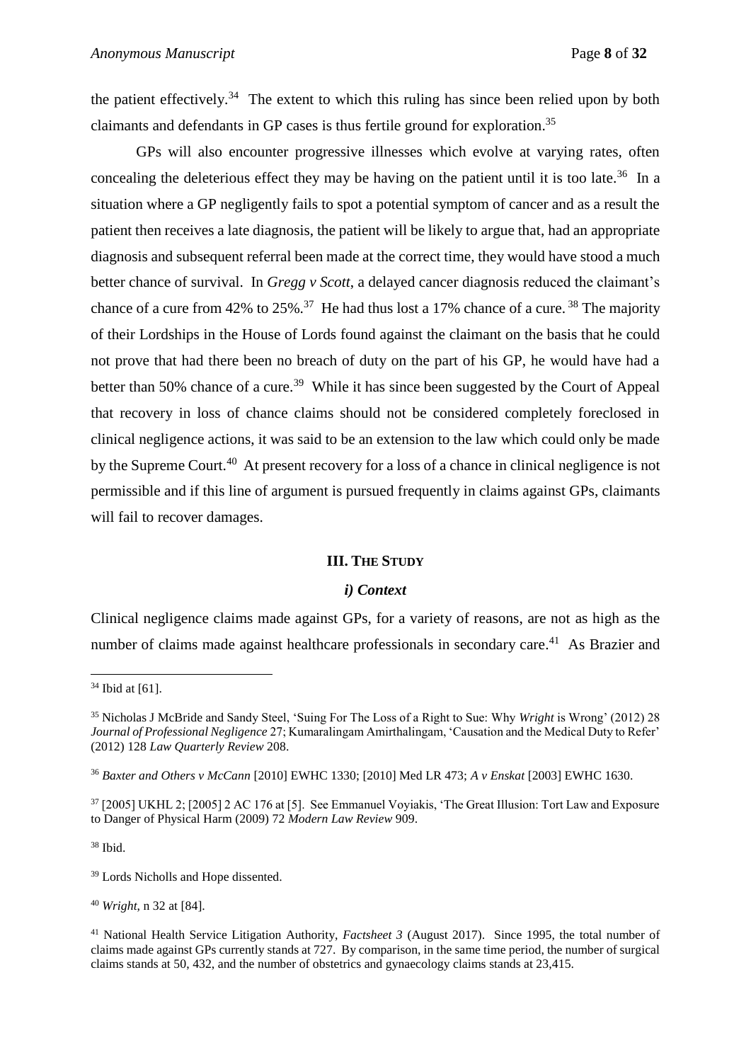the patient effectively.[34] The extent to which this ruling has since been relied upon by both claimants and defendants in GP cases is thus fertile ground for exploration.[35]

GPs will also encounter progressive illnesses which evolve at varying rates, often concealing the deleterious effect they may be having on the patient until it is too late.[36] In a situation where a GP negligently fails to spot a potential symptom of cancer and as a result the patient then receives a late diagnosis, the patient will be likely to argue that, had an appropriate diagnosis and subsequent referral been made at the correct time, they would have stood a much better chance of survival. In *Gregg v Scott*, a delayed cancer diagnosis reduced the claimant's chance of a cure from 42% to 25%.[37] He had thus lost a 17% chance of a cure.[38] The majority of their Lordships in the House of Lords found against the claimant on the basis that he could not prove that had there been no breach of duty on the part of his GP, he would have had a better than 50% chance of a cure.[39] While it has since been suggested by the Court of Appeal that recovery in loss of chance claims should not be considered completely foreclosed in clinical negligence actions, it was said to be an extension to the law which could only be made by the Supreme Court.[40] At present recovery for a loss of a chance in clinical negligence is not permissible and if this line of argument is pursued frequently in claims against GPs, claimants will fail to recover damages.

## III. The Study

### *i) Context*

Clinical negligence claims made against GPs, for a variety of reasons, are not as high as the number of claims made against healthcare professionals in secondary care.[41] As Brazier and

---

[34] Ibid at [61].

[35] Nicholas J McBride and Sandy Steel, 'Suing For The Loss of a Right to Sue: Why *Wright* is Wrong' (2012) 28 *Journal of Professional Negligence* 27; Kumaralingam Amirthalingam, 'Causation and the Medical Duty to Refer' (2012) 128 *Law Quarterly Review* 208.

[36] *Baxter and Others v McCann* [2010] EWHC 1330; [2010] Med LR 473; *A v Enskat* [2003] EWHC 1630.

[37] [2005] UKHL 2; [2005] 2 AC 176 at [5]. See Emmanuel Voyiakis, 'The Great Illusion: Tort Law and Exposure to Danger of Physical Harm (2009) 72 *Modern Law Review* 909.

[38] Ibid.

[39] Lords Nicholls and Hope dissented.

[40] *Wright*, n 32 at [84].

[41] National Health Service Litigation Authority, *Factsheet 3* (August 2017). Since 1995, the total number of claims made against GPs currently stands at 727. By comparison, in the same time period, the number of surgical claims stands at 50, 432, and the number of obstetrics and gynaecology claims stands at 23,415.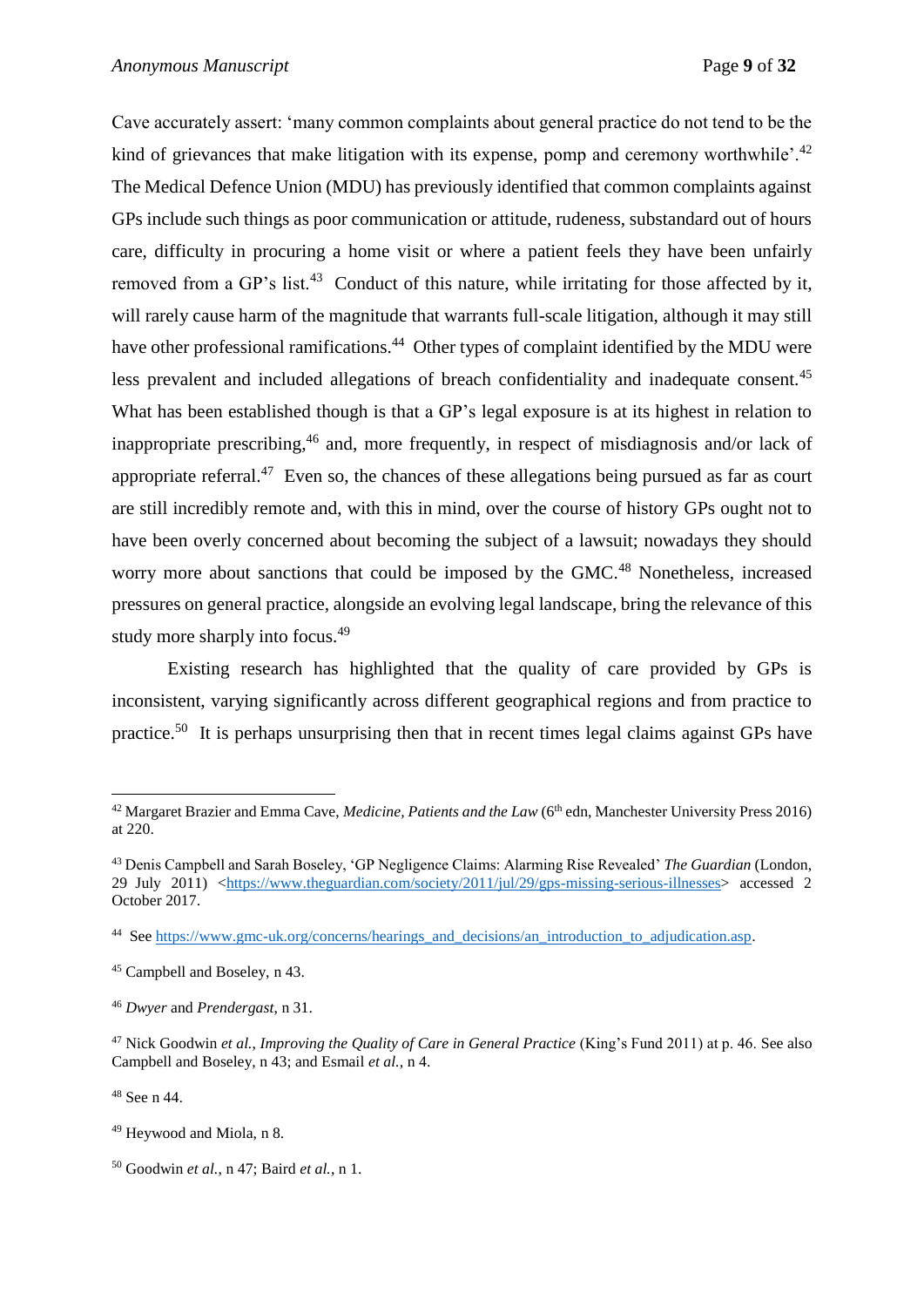Cave accurately assert: 'many common complaints about general practice do not tend to be the kind of grievances that make litigation with its expense, pomp and ceremony worthwhile'.[42] The Medical Defence Union (MDU) has previously identified that common complaints against GPs include such things as poor communication or attitude, rudeness, substandard out of hours care, difficulty in procuring a home visit or where a patient feels they have been unfairly removed from a GP's list.[43] Conduct of this nature, while irritating for those affected by it, will rarely cause harm of the magnitude that warrants full-scale litigation, although it may still have other professional ramifications.[44] Other types of complaint identified by the MDU were less prevalent and included allegations of breach confidentiality and inadequate consent.[45] What has been established though is that a GP's legal exposure is at its highest in relation to inappropriate prescribing,[46] and, more frequently, in respect of misdiagnosis and/or lack of appropriate referral.[47] Even so, the chances of these allegations being pursued as far as court are still incredibly remote and, with this in mind, over the course of history GPs ought not to have been overly concerned about becoming the subject of a lawsuit; nowadays they should worry more about sanctions that could be imposed by the GMC.[48] Nonetheless, increased pressures on general practice, alongside an evolving legal landscape, bring the relevance of this study more sharply into focus.[49]

Existing research has highlighted that the quality of care provided by GPs is inconsistent, varying significantly across different geographical regions and from practice to practice.[50] It is perhaps unsurprising then that in recent times legal claims against GPs have

---

[42] Margaret Brazier and Emma Cave, *Medicine, Patients and the Law* (6th edn, Manchester University Press 2016) at 220.

[43] Denis Campbell and Sarah Boseley, 'GP Negligence Claims: Alarming Rise Revealed' *The Guardian* (London, 29 July 2011) <https://www.theguardian.com/society/2011/jul/29/gps-missing-serious-illnesses> accessed 2 October 2017.

[44] See https://www.gmc-uk.org/concerns/hearings_and_decisions/an_introduction_to_adjudication.asp.

[45] Campbell and Boseley, n 43.

[46] *Dwyer* and *Prendergast*, n 31.

[47] Nick Goodwin *et al.*, *Improving the Quality of Care in General Practice* (King's Fund 2011) at p. 46. See also Campbell and Boseley, n 43; and Esmail *et al.*, n 4.

[48] See n 44.

[49] Heywood and Miola, n 8.

[50] Goodwin *et al.*, n 47; Baird *et al.*, n 1.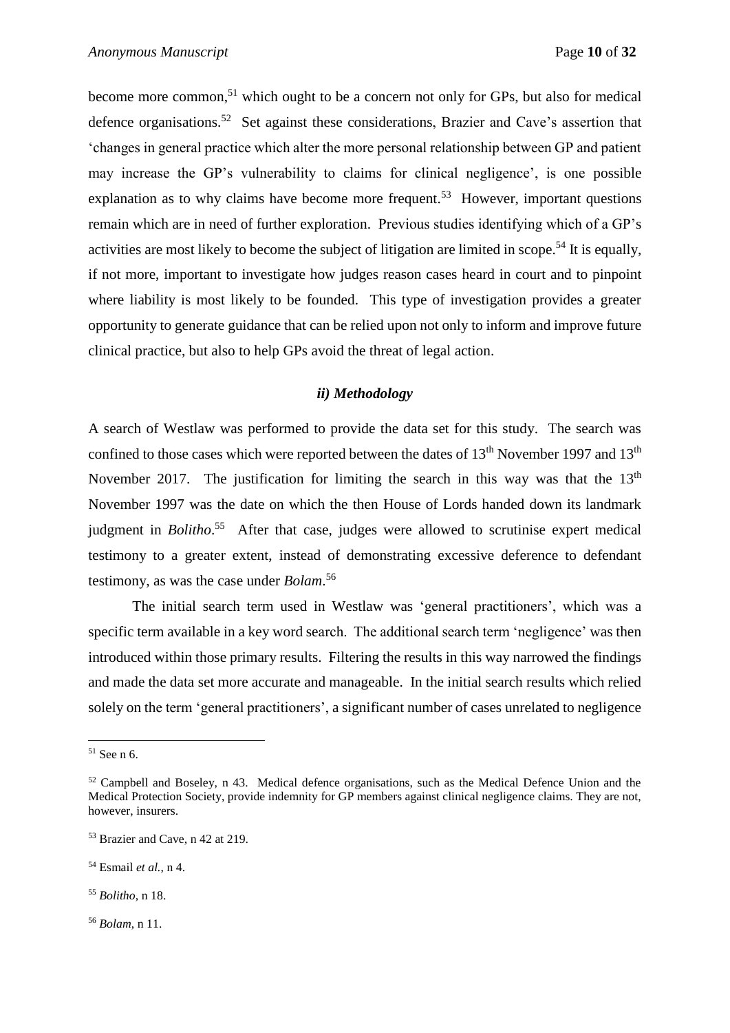become more common,[51] which ought to be a concern not only for GPs, but also for medical defence organisations.[52] Set against these considerations, Brazier and Cave's assertion that 'changes in general practice which alter the more personal relationship between GP and patient may increase the GP's vulnerability to claims for clinical negligence', is one possible explanation as to why claims have become more frequent.[53] However, important questions remain which are in need of further exploration. Previous studies identifying which of a GP's activities are most likely to become the subject of litigation are limited in scope.[54] It is equally, if not more, important to investigate how judges reason cases heard in court and to pinpoint where liability is most likely to be founded. This type of investigation provides a greater opportunity to generate guidance that can be relied upon not only to inform and improve future clinical practice, but also to help GPs avoid the threat of legal action.

### *ii) Methodology*

A search of Westlaw was performed to provide the data set for this study. The search was confined to those cases which were reported between the dates of 13th November 1997 and 13th November 2017. The justification for limiting the search in this way was that the 13th November 1997 was the date on which the then House of Lords handed down its landmark judgment in *Bolitho*.[55] After that case, judges were allowed to scrutinise expert medical testimony to a greater extent, instead of demonstrating excessive deference to defendant testimony, as was the case under *Bolam*.[56]

The initial search term used in Westlaw was 'general practitioners', which was a specific term available in a key word search. The additional search term 'negligence' was then introduced within those primary results. Filtering the results in this way narrowed the findings and made the data set more accurate and manageable. In the initial search results which relied solely on the term 'general practitioners', a significant number of cases unrelated to negligence

---

[51] See n 6.

[52] Campbell and Boseley, n 43. Medical defence organisations, such as the Medical Defence Union and the Medical Protection Society, provide indemnity for GP members against clinical negligence claims. They are not, however, insurers.

[53] Brazier and Cave, n 42 at 219.

[54] Esmail *et al.*, n 4.

[55] *Bolitho*, n 18.

[56] *Bolam*, n 11.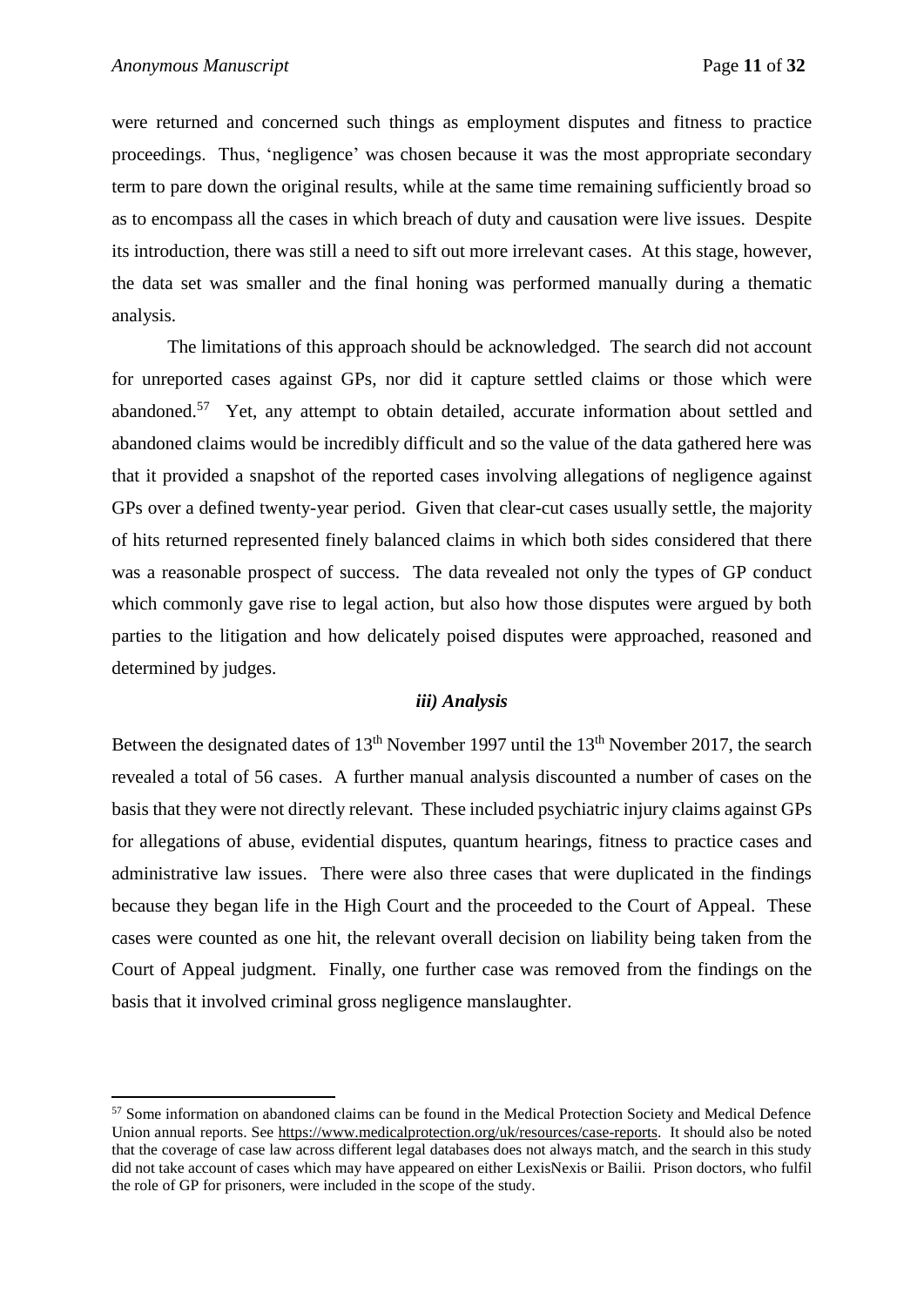were returned and concerned such things as employment disputes and fitness to practice proceedings. Thus, 'negligence' was chosen because it was the most appropriate secondary term to pare down the original results, while at the same time remaining sufficiently broad so as to encompass all the cases in which breach of duty and causation were live issues. Despite its introduction, there was still a need to sift out more irrelevant cases. At this stage, however, the data set was smaller and the final honing was performed manually during a thematic analysis.

The limitations of this approach should be acknowledged. The search did not account for unreported cases against GPs, nor did it capture settled claims or those which were abandoned.[57] Yet, any attempt to obtain detailed, accurate information about settled and abandoned claims would be incredibly difficult and so the value of the data gathered here was that it provided a snapshot of the reported cases involving allegations of negligence against GPs over a defined twenty-year period. Given that clear-cut cases usually settle, the majority of hits returned represented finely balanced claims in which both sides considered that there was a reasonable prospect of success. The data revealed not only the types of GP conduct which commonly gave rise to legal action, but also how those disputes were argued by both parties to the litigation and how delicately poised disputes were approached, reasoned and determined by judges.

### *iii) Analysis*

Between the designated dates of 13th November 1997 until the 13th November 2017, the search revealed a total of 56 cases. A further manual analysis discounted a number of cases on the basis that they were not directly relevant. These included psychiatric injury claims against GPs for allegations of abuse, evidential disputes, quantum hearings, fitness to practice cases and administrative law issues. There were also three cases that were duplicated in the findings because they began life in the High Court and the proceeded to the Court of Appeal. These cases were counted as one hit, the relevant overall decision on liability being taken from the Court of Appeal judgment. Finally, one further case was removed from the findings on the basis that it involved criminal gross negligence manslaughter.

---

[57] Some information on abandoned claims can be found in the Medical Protection Society and Medical Defence Union annual reports. See https://www.medicalprotection.org/uk/resources/case-reports. It should also be noted that the coverage of case law across different legal databases does not always match, and the search in this study did not take account of cases which may have appeared on either LexisNexis or Bailii. Prison doctors, who fulfil the role of GP for prisoners, were included in the scope of the study.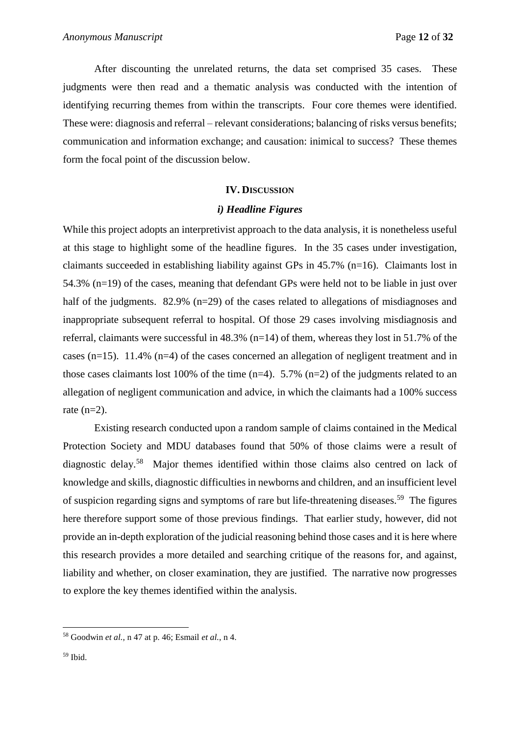After discounting the unrelated returns, the data set comprised 35 cases. These judgments were then read and a thematic analysis was conducted with the intention of identifying recurring themes from within the transcripts. Four core themes were identified. These were: diagnosis and referral – relevant considerations; balancing of risks versus benefits; communication and information exchange; and causation: inimical to success? These themes form the focal point of the discussion below.

## IV. Discussion

### *i) Headline Figures*

While this project adopts an interpretivist approach to the data analysis, it is nonetheless useful at this stage to highlight some of the headline figures. In the 35 cases under investigation, claimants succeeded in establishing liability against GPs in 45.7% (n=16). Claimants lost in 54.3% (n=19) of the cases, meaning that defendant GPs were held not to be liable in just over half of the judgments. 82.9% (n=29) of the cases related to allegations of misdiagnoses and inappropriate subsequent referral to hospital. Of those 29 cases involving misdiagnosis and referral, claimants were successful in 48.3% (n=14) of them, whereas they lost in 51.7% of the cases (n=15). 11.4% (n=4) of the cases concerned an allegation of negligent treatment and in those cases claimants lost 100% of the time (n=4). 5.7% (n=2) of the judgments related to an allegation of negligent communication and advice, in which the claimants had a 100% success rate (n=2).

Existing research conducted upon a random sample of claims contained in the Medical Protection Society and MDU databases found that 50% of those claims were a result of diagnostic delay.[58] Major themes identified within those claims also centred on lack of knowledge and skills, diagnostic difficulties in newborns and children, and an insufficient level of suspicion regarding signs and symptoms of rare but life-threatening diseases.[59] The figures here therefore support some of those previous findings. That earlier study, however, did not provide an in-depth exploration of the judicial reasoning behind those cases and it is here where this research provides a more detailed and searching critique of the reasons for, and against, liability and whether, on closer examination, they are justified. The narrative now progresses to explore the key themes identified within the analysis.

---

[58] Goodwin *et al.*, n 47 at p. 46; Esmail *et al.*, n 4.

[59] Ibid.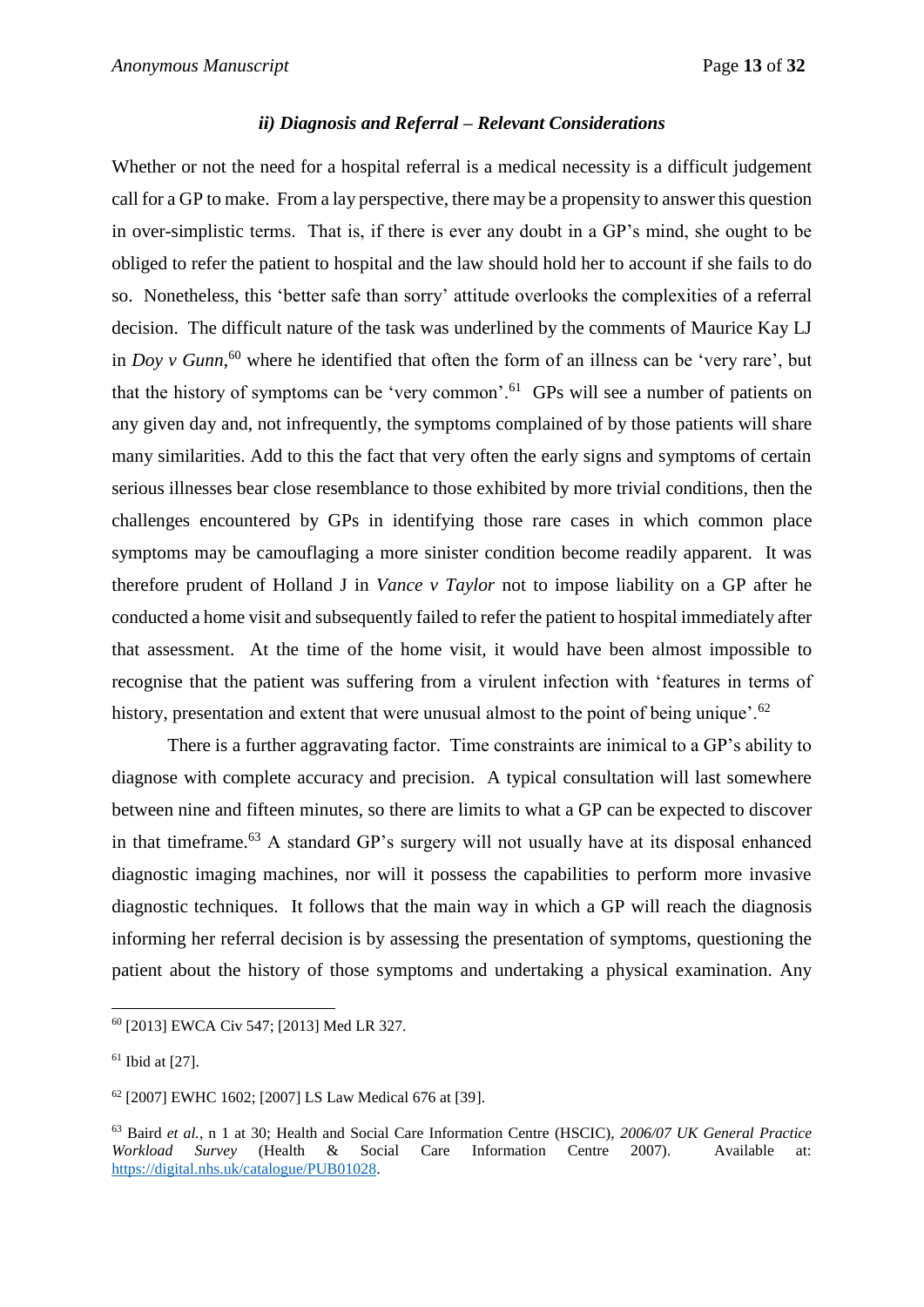### *ii) Diagnosis and Referral – Relevant Considerations*

Whether or not the need for a hospital referral is a medical necessity is a difficult judgement call for a GP to make. From a lay perspective, there may be a propensity to answer this question in over-simplistic terms. That is, if there is ever any doubt in a GP's mind, she ought to be obliged to refer the patient to hospital and the law should hold her to account if she fails to do so. Nonetheless, this 'better safe than sorry' attitude overlooks the complexities of a referral decision. The difficult nature of the task was underlined by the comments of Maurice Kay LJ in *Doy v Gunn*,[60] where he identified that often the form of an illness can be 'very rare', but that the history of symptoms can be 'very common'.[61] GPs will see a number of patients on any given day and, not infrequently, the symptoms complained of by those patients will share many similarities. Add to this the fact that very often the early signs and symptoms of certain serious illnesses bear close resemblance to those exhibited by more trivial conditions, then the challenges encountered by GPs in identifying those rare cases in which common place symptoms may be camouflaging a more sinister condition become readily apparent. It was therefore prudent of Holland J in *Vance v Taylor* not to impose liability on a GP after he conducted a home visit and subsequently failed to refer the patient to hospital immediately after that assessment. At the time of the home visit, it would have been almost impossible to recognise that the patient was suffering from a virulent infection with 'features in terms of history, presentation and extent that were unusual almost to the point of being unique'.[62]

There is a further aggravating factor. Time constraints are inimical to a GP's ability to diagnose with complete accuracy and precision. A typical consultation will last somewhere between nine and fifteen minutes, so there are limits to what a GP can be expected to discover in that timeframe.[63] A standard GP's surgery will not usually have at its disposal enhanced diagnostic imaging machines, nor will it possess the capabilities to perform more invasive diagnostic techniques. It follows that the main way in which a GP will reach the diagnosis informing her referral decision is by assessing the presentation of symptoms, questioning the patient about the history of those symptoms and undertaking a physical examination. Any

---

[60] [2013] EWCA Civ 547; [2013] Med LR 327.

[61] Ibid at [27].

[62] [2007] EWHC 1602; [2007] LS Law Medical 676 at [39].

[63] Baird *et al.*, n 1 at 30; Health and Social Care Information Centre (HSCIC), *2006/07 UK General Practice Workload Survey* (Health & Social Care Information Centre 2007). Available at: https://digital.nhs.uk/catalogue/PUB01028.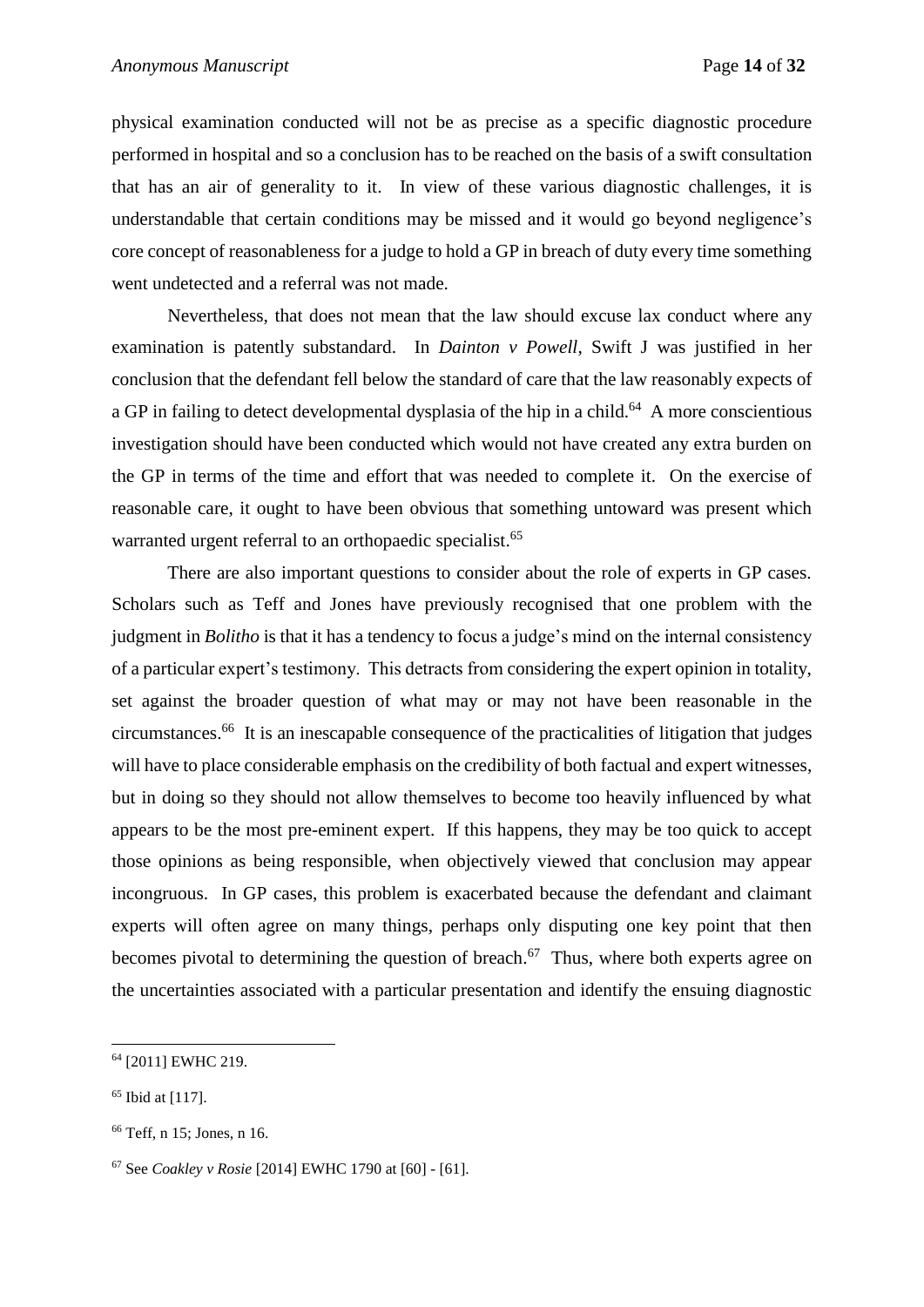physical examination conducted will not be as precise as a specific diagnostic procedure performed in hospital and so a conclusion has to be reached on the basis of a swift consultation that has an air of generality to it. In view of these various diagnostic challenges, it is understandable that certain conditions may be missed and it would go beyond negligence's core concept of reasonableness for a judge to hold a GP in breach of duty every time something went undetected and a referral was not made.

Nevertheless, that does not mean that the law should excuse lax conduct where any examination is patently substandard. In *Dainton v Powell*, Swift J was justified in her conclusion that the defendant fell below the standard of care that the law reasonably expects of a GP in failing to detect developmental dysplasia of the hip in a child.[64] A more conscientious investigation should have been conducted which would not have created any extra burden on the GP in terms of the time and effort that was needed to complete it. On the exercise of reasonable care, it ought to have been obvious that something untoward was present which warranted urgent referral to an orthopaedic specialist.[65]

There are also important questions to consider about the role of experts in GP cases. Scholars such as Teff and Jones have previously recognised that one problem with the judgment in *Bolitho* is that it has a tendency to focus a judge's mind on the internal consistency of a particular expert's testimony. This detracts from considering the expert opinion in totality, set against the broader question of what may or may not have been reasonable in the circumstances.[66] It is an inescapable consequence of the practicalities of litigation that judges will have to place considerable emphasis on the credibility of both factual and expert witnesses, but in doing so they should not allow themselves to become too heavily influenced by what appears to be the most pre-eminent expert. If this happens, they may be too quick to accept those opinions as being responsible, when objectively viewed that conclusion may appear incongruous. In GP cases, this problem is exacerbated because the defendant and claimant experts will often agree on many things, perhaps only disputing one key point that then becomes pivotal to determining the question of breach.[67] Thus, where both experts agree on the uncertainties associated with a particular presentation and identify the ensuing diagnostic

---

[64] [2011] EWHC 219.

[65] Ibid at [117].

[66] Teff, n 15; Jones, n 16.

[67] See *Coakley v Rosie* [2014] EWHC 1790 at [60] - [61].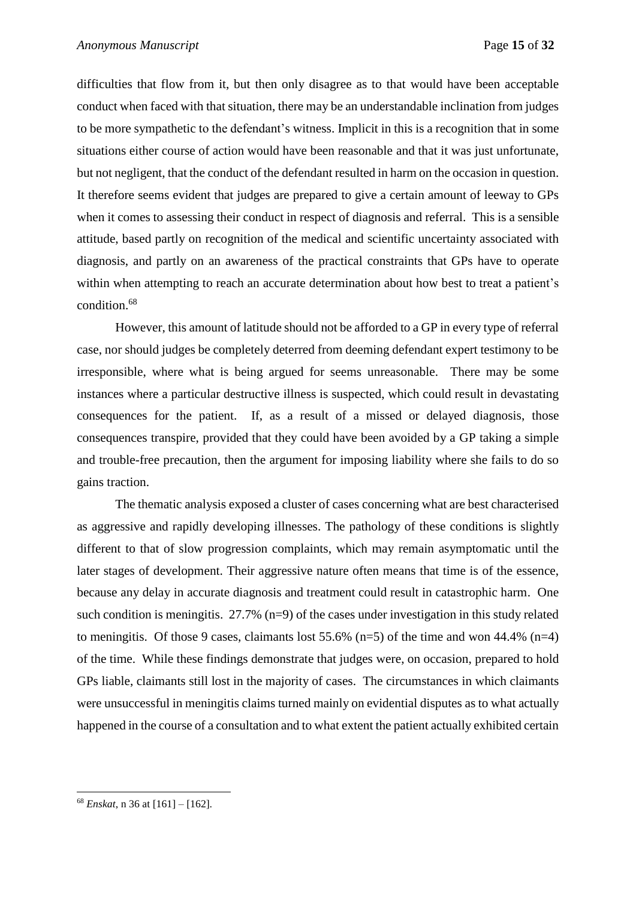difficulties that flow from it, but then only disagree as to that would have been acceptable conduct when faced with that situation, there may be an understandable inclination from judges to be more sympathetic to the defendant's witness. Implicit in this is a recognition that in some situations either course of action would have been reasonable and that it was just unfortunate, but not negligent, that the conduct of the defendant resulted in harm on the occasion in question. It therefore seems evident that judges are prepared to give a certain amount of leeway to GPs when it comes to assessing their conduct in respect of diagnosis and referral. This is a sensible attitude, based partly on recognition of the medical and scientific uncertainty associated with diagnosis, and partly on an awareness of the practical constraints that GPs have to operate within when attempting to reach an accurate determination about how best to treat a patient's condition.[68]

However, this amount of latitude should not be afforded to a GP in every type of referral case, nor should judges be completely deterred from deeming defendant expert testimony to be irresponsible, where what is being argued for seems unreasonable. There may be some instances where a particular destructive illness is suspected, which could result in devastating consequences for the patient. If, as a result of a missed or delayed diagnosis, those consequences transpire, provided that they could have been avoided by a GP taking a simple and trouble-free precaution, then the argument for imposing liability where she fails to do so gains traction.

The thematic analysis exposed a cluster of cases concerning what are best characterised as aggressive and rapidly developing illnesses. The pathology of these conditions is slightly different to that of slow progression complaints, which may remain asymptomatic until the later stages of development. Their aggressive nature often means that time is of the essence, because any delay in accurate diagnosis and treatment could result in catastrophic harm. One such condition is meningitis. 27.7% (n=9) of the cases under investigation in this study related to meningitis. Of those 9 cases, claimants lost 55.6% (n=5) of the time and won 44.4% (n=4) of the time. While these findings demonstrate that judges were, on occasion, prepared to hold GPs liable, claimants still lost in the majority of cases. The circumstances in which claimants were unsuccessful in meningitis claims turned mainly on evidential disputes as to what actually happened in the course of a consultation and to what extent the patient actually exhibited certain

[68] *Enskat*, n 36 at [161] – [162].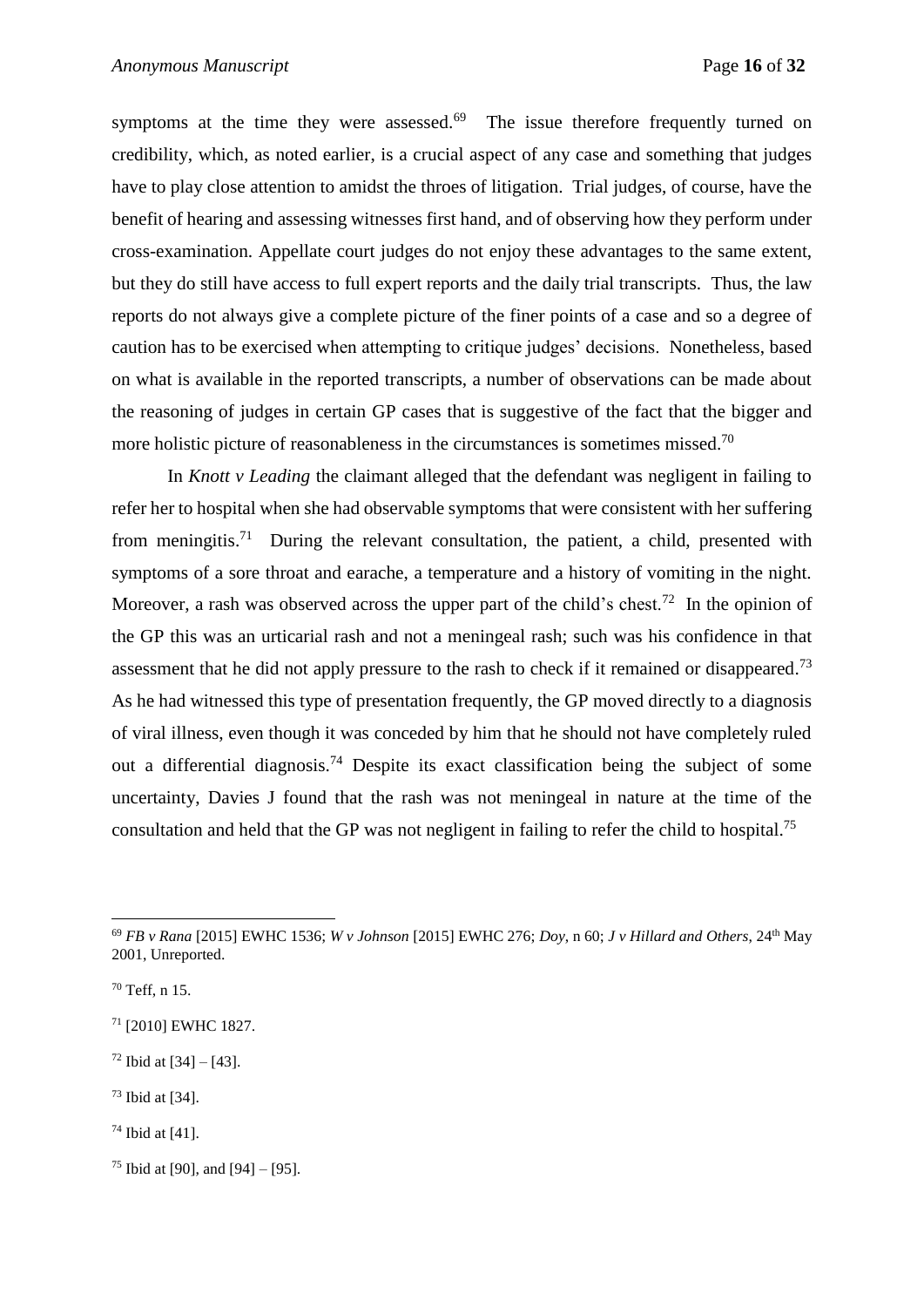symptoms at the time they were assessed.[69] The issue therefore frequently turned on credibility, which, as noted earlier, is a crucial aspect of any case and something that judges have to play close attention to amidst the throes of litigation. Trial judges, of course, have the benefit of hearing and assessing witnesses first hand, and of observing how they perform under cross-examination. Appellate court judges do not enjoy these advantages to the same extent, but they do still have access to full expert reports and the daily trial transcripts. Thus, the law reports do not always give a complete picture of the finer points of a case and so a degree of caution has to be exercised when attempting to critique judges' decisions. Nonetheless, based on what is available in the reported transcripts, a number of observations can be made about the reasoning of judges in certain GP cases that is suggestive of the fact that the bigger and more holistic picture of reasonableness in the circumstances is sometimes missed.[70]

In *Knott v Leading* the claimant alleged that the defendant was negligent in failing to refer her to hospital when she had observable symptoms that were consistent with her suffering from meningitis.[71] During the relevant consultation, the patient, a child, presented with symptoms of a sore throat and earache, a temperature and a history of vomiting in the night. Moreover, a rash was observed across the upper part of the child's chest.[72] In the opinion of the GP this was an urticarial rash and not a meningeal rash; such was his confidence in that assessment that he did not apply pressure to the rash to check if it remained or disappeared.[73] As he had witnessed this type of presentation frequently, the GP moved directly to a diagnosis of viral illness, even though it was conceded by him that he should not have completely ruled out a differential diagnosis.[74] Despite its exact classification being the subject of some uncertainty, Davies J found that the rash was not meningeal in nature at the time of the consultation and held that the GP was not negligent in failing to refer the child to hospital.[75]

---

[69] *FB v Rana* [2015] EWHC 1536; *W v Johnson* [2015] EWHC 276; *Doy*, n 60; *J v Hillard and Others*, 24th May 2001, Unreported.

[70] Teff, n 15.

[71] [2010] EWHC 1827.

[72] Ibid at [34] – [43].

[73] Ibid at [34].

[74] Ibid at [41].

[75] Ibid at [90], and [94] – [95].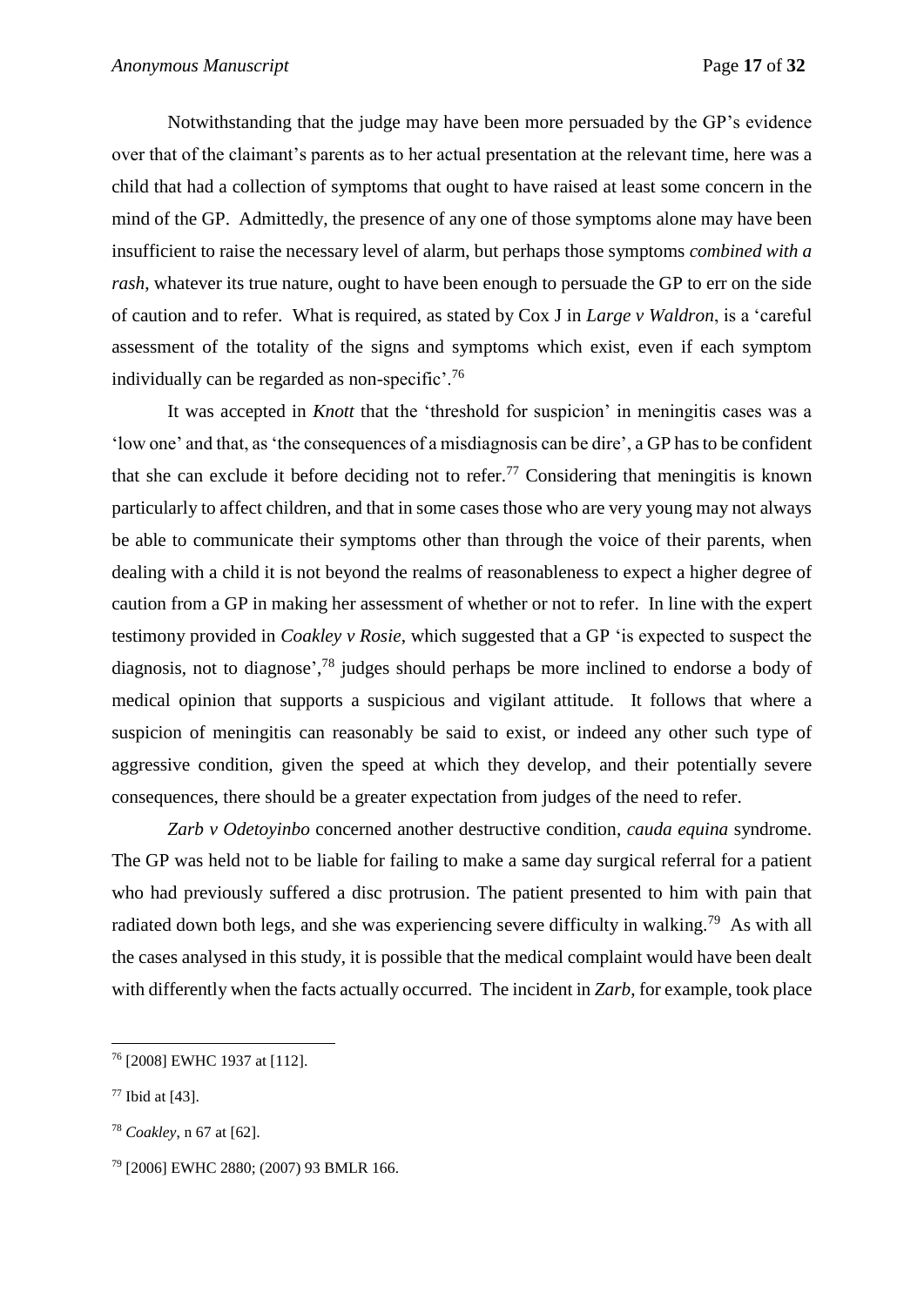Notwithstanding that the judge may have been more persuaded by the GP's evidence over that of the claimant's parents as to her actual presentation at the relevant time, here was a child that had a collection of symptoms that ought to have raised at least some concern in the mind of the GP. Admittedly, the presence of any one of those symptoms alone may have been insufficient to raise the necessary level of alarm, but perhaps those symptoms *combined with a rash*, whatever its true nature, ought to have been enough to persuade the GP to err on the side of caution and to refer. What is required, as stated by Cox J in *Large v Waldron*, is a 'careful assessment of the totality of the signs and symptoms which exist, even if each symptom individually can be regarded as non-specific'.[76]

It was accepted in *Knott* that the 'threshold for suspicion' in meningitis cases was a 'low one' and that, as 'the consequences of a misdiagnosis can be dire', a GP has to be confident that she can exclude it before deciding not to refer.[77] Considering that meningitis is known particularly to affect children, and that in some cases those who are very young may not always be able to communicate their symptoms other than through the voice of their parents, when dealing with a child it is not beyond the realms of reasonableness to expect a higher degree of caution from a GP in making her assessment of whether or not to refer. In line with the expert testimony provided in *Coakley v Rosie*, which suggested that a GP 'is expected to suspect the diagnosis, not to diagnose',[78] judges should perhaps be more inclined to endorse a body of medical opinion that supports a suspicious and vigilant attitude. It follows that where a suspicion of meningitis can reasonably be said to exist, or indeed any other such type of aggressive condition, given the speed at which they develop, and their potentially severe consequences, there should be a greater expectation from judges of the need to refer.

*Zarb v Odetoyinbo* concerned another destructive condition, *cauda equina* syndrome. The GP was held not to be liable for failing to make a same day surgical referral for a patient who had previously suffered a disc protrusion. The patient presented to him with pain that radiated down both legs, and she was experiencing severe difficulty in walking.[79] As with all the cases analysed in this study, it is possible that the medical complaint would have been dealt with differently when the facts actually occurred. The incident in *Zarb*, for example, took place

---

[76] [2008] EWHC 1937 at [112].

[77] Ibid at [43].

[78] *Coakley*, n 67 at [62].

[79] [2006] EWHC 2880; (2007) 93 BMLR 166.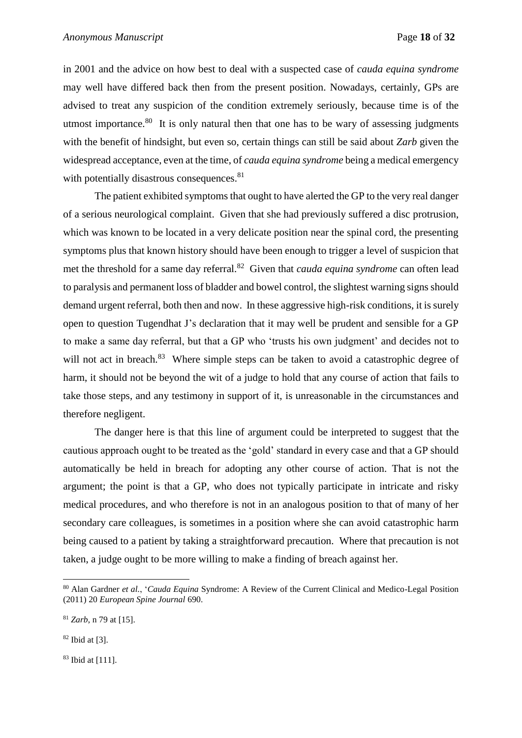in 2001 and the advice on how best to deal with a suspected case of *cauda equina syndrome* may well have differed back then from the present position. Nowadays, certainly, GPs are advised to treat any suspicion of the condition extremely seriously, because time is of the utmost importance.[80] It is only natural then that one has to be wary of assessing judgments with the benefit of hindsight, but even so, certain things can still be said about *Zarb* given the widespread acceptance, even at the time, of *cauda equina syndrome* being a medical emergency with potentially disastrous consequences.[81]

The patient exhibited symptoms that ought to have alerted the GP to the very real danger of a serious neurological complaint. Given that she had previously suffered a disc protrusion, which was known to be located in a very delicate position near the spinal cord, the presenting symptoms plus that known history should have been enough to trigger a level of suspicion that met the threshold for a same day referral.[82] Given that *cauda equina syndrome* can often lead to paralysis and permanent loss of bladder and bowel control, the slightest warning signs should demand urgent referral, both then and now. In these aggressive high-risk conditions, it is surely open to question Tugendhat J's declaration that it may well be prudent and sensible for a GP to make a same day referral, but that a GP who 'trusts his own judgment' and decides not to will not act in breach.[83] Where simple steps can be taken to avoid a catastrophic degree of harm, it should not be beyond the wit of a judge to hold that any course of action that fails to take those steps, and any testimony in support of it, is unreasonable in the circumstances and therefore negligent.

The danger here is that this line of argument could be interpreted to suggest that the cautious approach ought to be treated as the 'gold' standard in every case and that a GP should automatically be held in breach for adopting any other course of action. That is not the argument; the point is that a GP, who does not typically participate in intricate and risky medical procedures, and who therefore is not in an analogous position to that of many of her secondary care colleagues, is sometimes in a position where she can avoid catastrophic harm being caused to a patient by taking a straightforward precaution. Where that precaution is not taken, a judge ought to be more willing to make a finding of breach against her.

---

[80] Alan Gardner *et al.*, '*Cauda Equina* Syndrome: A Review of the Current Clinical and Medico-Legal Position (2011) 20 *European Spine Journal* 690.

[81] *Zarb*, n 79 at [15].

[82] Ibid at [3].

[83] Ibid at [111].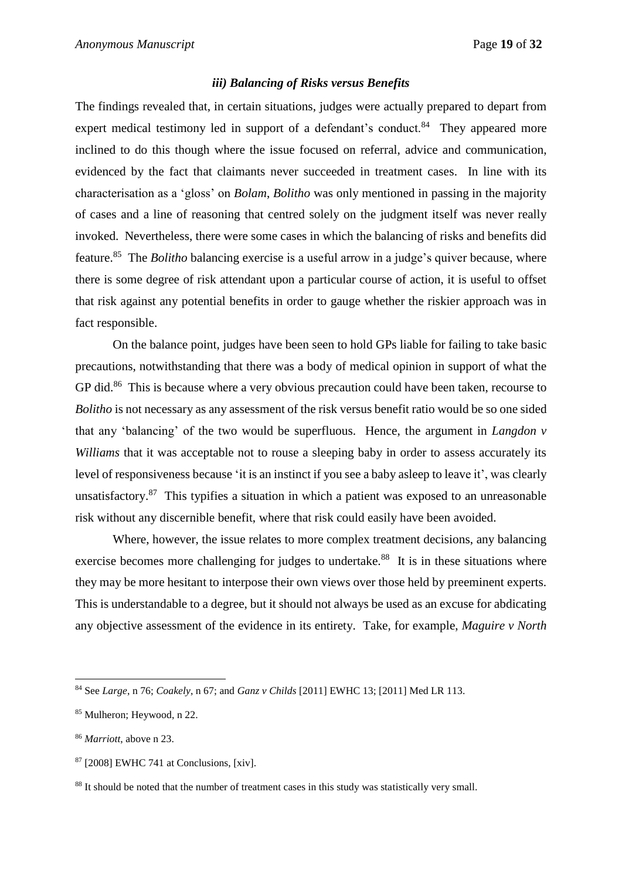### *iii) Balancing of Risks versus Benefits*

The findings revealed that, in certain situations, judges were actually prepared to depart from expert medical testimony led in support of a defendant's conduct.[84] They appeared more inclined to do this though where the issue focused on referral, advice and communication, evidenced by the fact that claimants never succeeded in treatment cases. In line with its characterisation as a 'gloss' on *Bolam*, *Bolitho* was only mentioned in passing in the majority of cases and a line of reasoning that centred solely on the judgment itself was never really invoked. Nevertheless, there were some cases in which the balancing of risks and benefits did feature.[85] The *Bolitho* balancing exercise is a useful arrow in a judge's quiver because, where there is some degree of risk attendant upon a particular course of action, it is useful to offset that risk against any potential benefits in order to gauge whether the riskier approach was in fact responsible.

On the balance point, judges have been seen to hold GPs liable for failing to take basic precautions, notwithstanding that there was a body of medical opinion in support of what the GP did.[86] This is because where a very obvious precaution could have been taken, recourse to *Bolitho* is not necessary as any assessment of the risk versus benefit ratio would be so one sided that any 'balancing' of the two would be superfluous. Hence, the argument in *Langdon v Williams* that it was acceptable not to rouse a sleeping baby in order to assess accurately its level of responsiveness because 'it is an instinct if you see a baby asleep to leave it', was clearly unsatisfactory.[87] This typifies a situation in which a patient was exposed to an unreasonable risk without any discernible benefit, where that risk could easily have been avoided.

Where, however, the issue relates to more complex treatment decisions, any balancing exercise becomes more challenging for judges to undertake.[88] It is in these situations where they may be more hesitant to interpose their own views over those held by preeminent experts. This is understandable to a degree, but it should not always be used as an excuse for abdicating any objective assessment of the evidence in its entirety. Take, for example, *Maguire v North*

---

[84] See *Large*, n 76; *Coakely*, n 67; and *Ganz v Childs* [2011] EWHC 13; [2011] Med LR 113.

[85] Mulheron; Heywood, n 22.

[86] *Marriott*, above n 23.

[87] [2008] EWHC 741 at Conclusions, [xiv].

[88] It should be noted that the number of treatment cases in this study was statistically very small.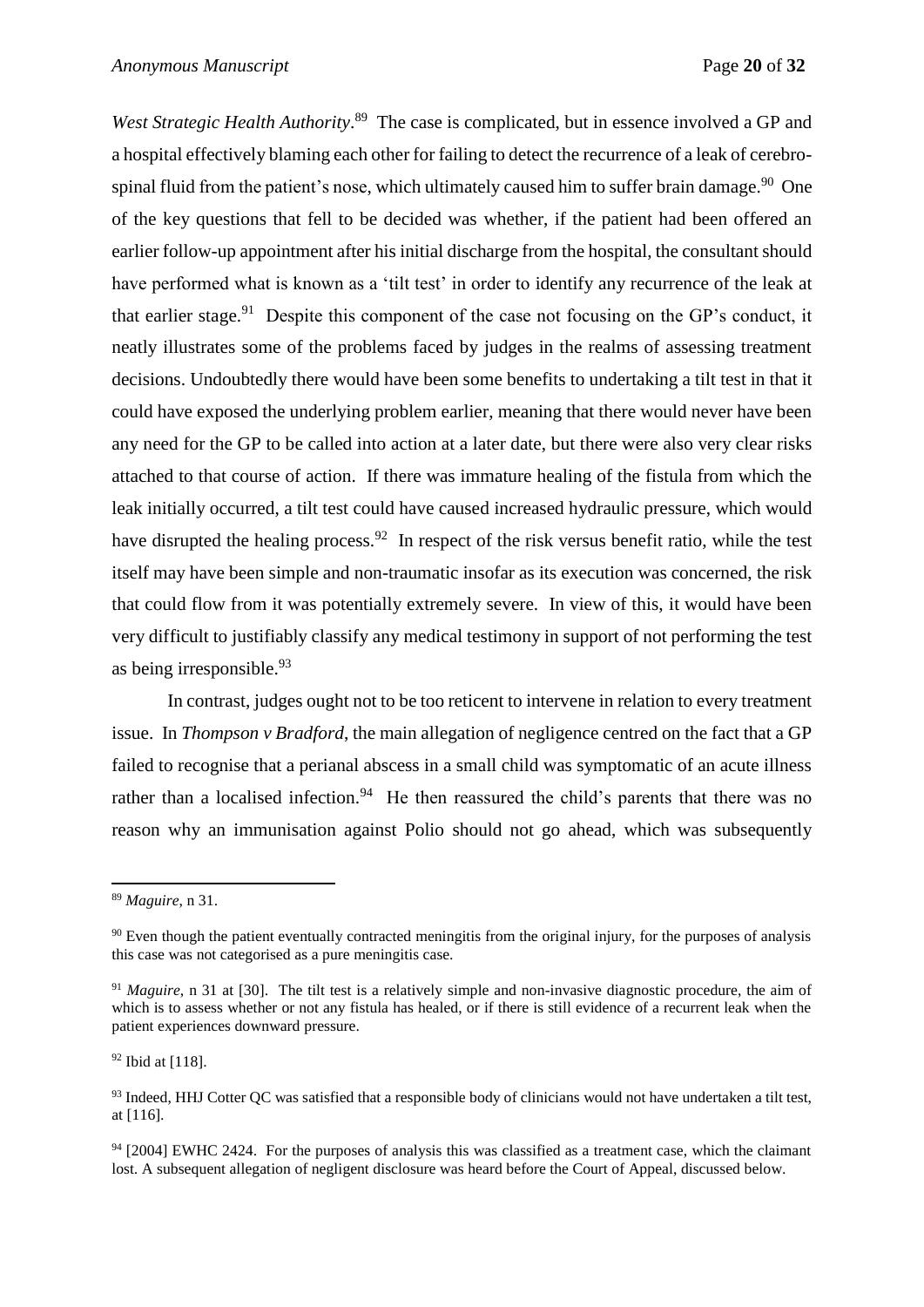*West Strategic Health Authority*.[89] The case is complicated, but in essence involved a GP and a hospital effectively blaming each other for failing to detect the recurrence of a leak of cerebro-spinal fluid from the patient's nose, which ultimately caused him to suffer brain damage.[90] One of the key questions that fell to be decided was whether, if the patient had been offered an earlier follow-up appointment after his initial discharge from the hospital, the consultant should have performed what is known as a 'tilt test' in order to identify any recurrence of the leak at that earlier stage.[91] Despite this component of the case not focusing on the GP's conduct, it neatly illustrates some of the problems faced by judges in the realms of assessing treatment decisions. Undoubtedly there would have been some benefits to undertaking a tilt test in that it could have exposed the underlying problem earlier, meaning that there would never have been any need for the GP to be called into action at a later date, but there were also very clear risks attached to that course of action. If there was immature healing of the fistula from which the leak initially occurred, a tilt test could have caused increased hydraulic pressure, which would have disrupted the healing process.[92] In respect of the risk versus benefit ratio, while the test itself may have been simple and non-traumatic insofar as its execution was concerned, the risk that could flow from it was potentially extremely severe. In view of this, it would have been very difficult to justifiably classify any medical testimony in support of not performing the test as being irresponsible.[93]

In contrast, judges ought not to be too reticent to intervene in relation to every treatment issue. In *Thompson v Bradford*, the main allegation of negligence centred on the fact that a GP failed to recognise that a perianal abscess in a small child was symptomatic of an acute illness rather than a localised infection.[94] He then reassured the child's parents that there was no reason why an immunisation against Polio should not go ahead, which was subsequently

---

[89] *Maguire*, n 31.

[90] Even though the patient eventually contracted meningitis from the original injury, for the purposes of analysis this case was not categorised as a pure meningitis case.

[91] *Maguire*, n 31 at [30]. The tilt test is a relatively simple and non-invasive diagnostic procedure, the aim of which is to assess whether or not any fistula has healed, or if there is still evidence of a recurrent leak when the patient experiences downward pressure.

[92] Ibid at [118].

[93] Indeed, HHJ Cotter QC was satisfied that a responsible body of clinicians would not have undertaken a tilt test, at [116].

[94] [2004] EWHC 2424. For the purposes of analysis this was classified as a treatment case, which the claimant lost. A subsequent allegation of negligent disclosure was heard before the Court of Appeal, discussed below.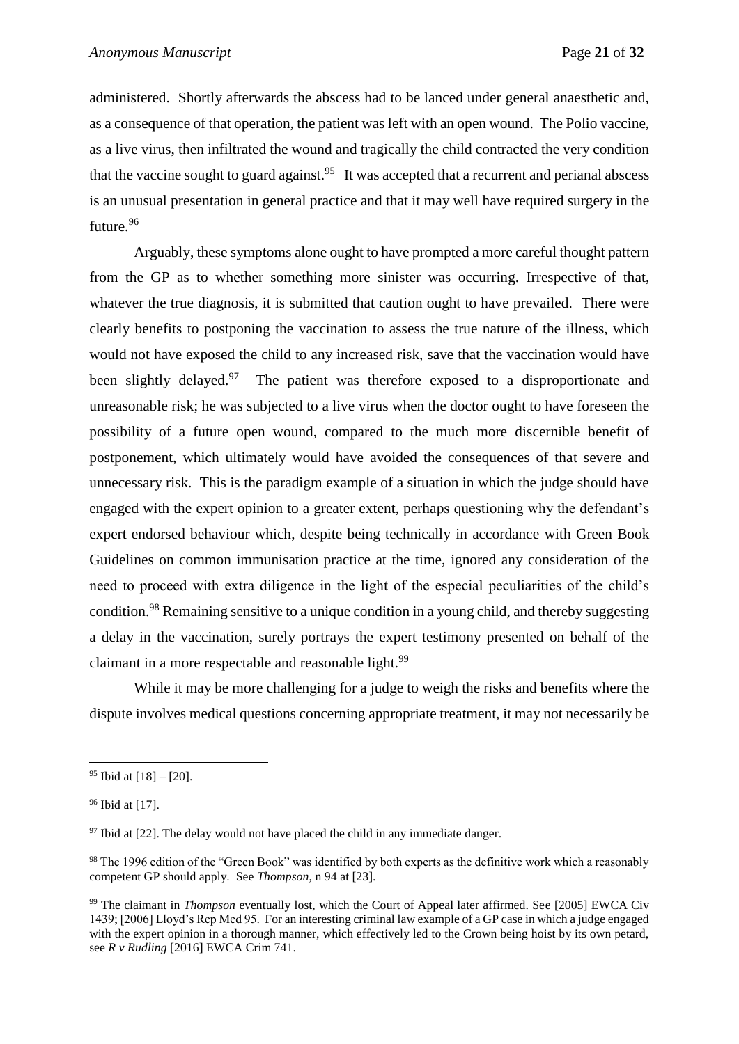administered. Shortly afterwards the abscess had to be lanced under general anaesthetic and, as a consequence of that operation, the patient was left with an open wound. The Polio vaccine, as a live virus, then infiltrated the wound and tragically the child contracted the very condition that the vaccine sought to guard against.[95] It was accepted that a recurrent and perianal abscess is an unusual presentation in general practice and that it may well have required surgery in the future.[96]

Arguably, these symptoms alone ought to have prompted a more careful thought pattern from the GP as to whether something more sinister was occurring. Irrespective of that, whatever the true diagnosis, it is submitted that caution ought to have prevailed. There were clearly benefits to postponing the vaccination to assess the true nature of the illness, which would not have exposed the child to any increased risk, save that the vaccination would have been slightly delayed.[97] The patient was therefore exposed to a disproportionate and unreasonable risk; he was subjected to a live virus when the doctor ought to have foreseen the possibility of a future open wound, compared to the much more discernible benefit of postponement, which ultimately would have avoided the consequences of that severe and unnecessary risk. This is the paradigm example of a situation in which the judge should have engaged with the expert opinion to a greater extent, perhaps questioning why the defendant's expert endorsed behaviour which, despite being technically in accordance with Green Book Guidelines on common immunisation practice at the time, ignored any consideration of the need to proceed with extra diligence in the light of the especial peculiarities of the child's condition.[98] Remaining sensitive to a unique condition in a young child, and thereby suggesting a delay in the vaccination, surely portrays the expert testimony presented on behalf of the claimant in a more respectable and reasonable light.[99]

While it may be more challenging for a judge to weigh the risks and benefits where the dispute involves medical questions concerning appropriate treatment, it may not necessarily be

---

[95] Ibid at [18] – [20].

[96] Ibid at [17].

[97] Ibid at [22]. The delay would not have placed the child in any immediate danger.

[98] The 1996 edition of the "Green Book" was identified by both experts as the definitive work which a reasonably competent GP should apply. See *Thompson*, n 94 at [23].

[99] The claimant in *Thompson* eventually lost, which the Court of Appeal later affirmed. See [2005] EWCA Civ 1439; [2006] Lloyd's Rep Med 95. For an interesting criminal law example of a GP case in which a judge engaged with the expert opinion in a thorough manner, which effectively led to the Crown being hoist by its own petard, see *R v Rudling* [2016] EWCA Crim 741.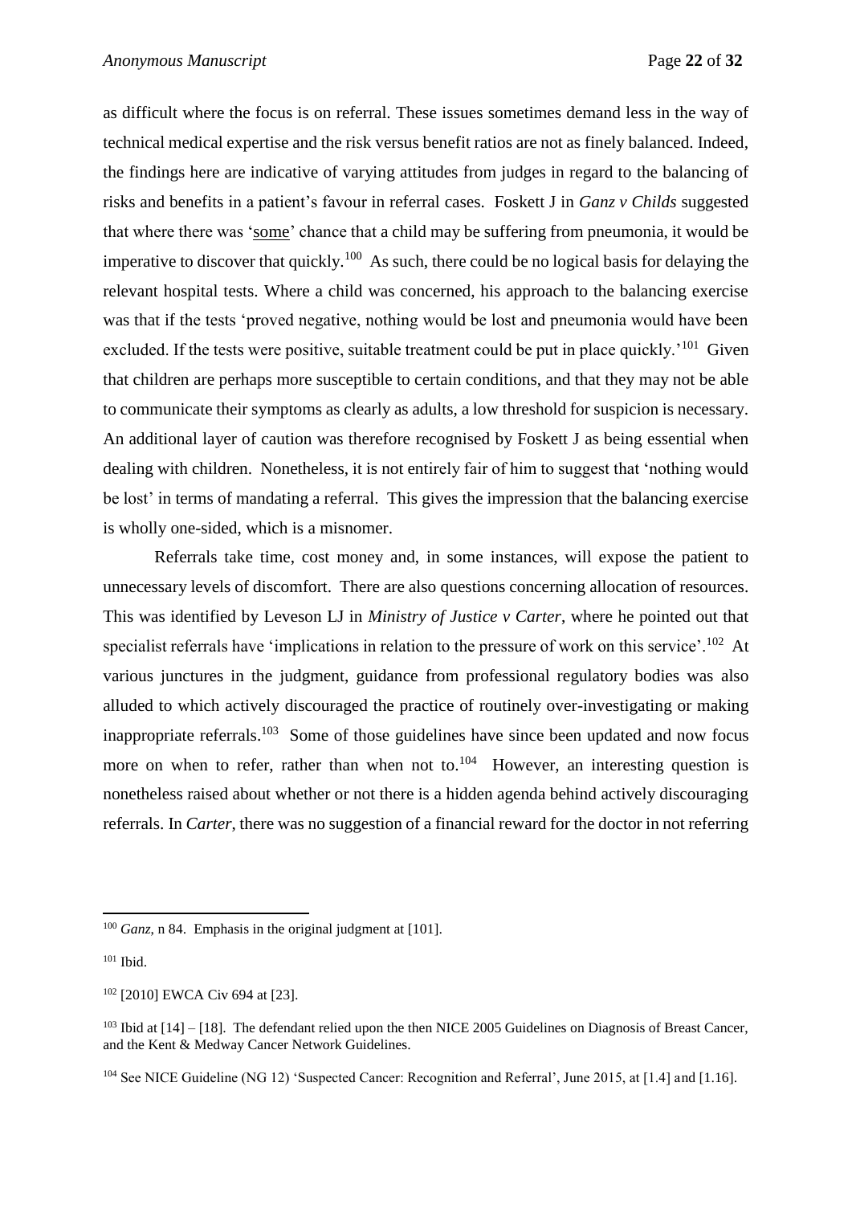as difficult where the focus is on referral. These issues sometimes demand less in the way of technical medical expertise and the risk versus benefit ratios are not as finely balanced. Indeed, the findings here are indicative of varying attitudes from judges in regard to the balancing of risks and benefits in a patient's favour in referral cases. Foskett J in *Ganz v Childs* suggested that where there was '<u>some</u>' chance that a child may be suffering from pneumonia, it would be imperative to discover that quickly.[100] As such, there could be no logical basis for delaying the relevant hospital tests. Where a child was concerned, his approach to the balancing exercise was that if the tests 'proved negative, nothing would be lost and pneumonia would have been excluded. If the tests were positive, suitable treatment could be put in place quickly.'[101] Given that children are perhaps more susceptible to certain conditions, and that they may not be able to communicate their symptoms as clearly as adults, a low threshold for suspicion is necessary. An additional layer of caution was therefore recognised by Foskett J as being essential when dealing with children. Nonetheless, it is not entirely fair of him to suggest that 'nothing would be lost' in terms of mandating a referral. This gives the impression that the balancing exercise is wholly one-sided, which is a misnomer.

Referrals take time, cost money and, in some instances, will expose the patient to unnecessary levels of discomfort. There are also questions concerning allocation of resources. This was identified by Leveson LJ in *Ministry of Justice v Carter*, where he pointed out that specialist referrals have 'implications in relation to the pressure of work on this service'.[102] At various junctures in the judgment, guidance from professional regulatory bodies was also alluded to which actively discouraged the practice of routinely over-investigating or making inappropriate referrals.[103] Some of those guidelines have since been updated and now focus more on when to refer, rather than when not to.[104] However, an interesting question is nonetheless raised about whether or not there is a hidden agenda behind actively discouraging referrals. In *Carter*, there was no suggestion of a financial reward for the doctor in not referring

---

[100] *Ganz*, n 84. Emphasis in the original judgment at [101].

[101] Ibid.

[102] [2010] EWCA Civ 694 at [23].

[103] Ibid at [14] – [18]. The defendant relied upon the then NICE 2005 Guidelines on Diagnosis of Breast Cancer, and the Kent & Medway Cancer Network Guidelines.

[104] See NICE Guideline (NG 12) 'Suspected Cancer: Recognition and Referral', June 2015, at [1.4] and [1.16].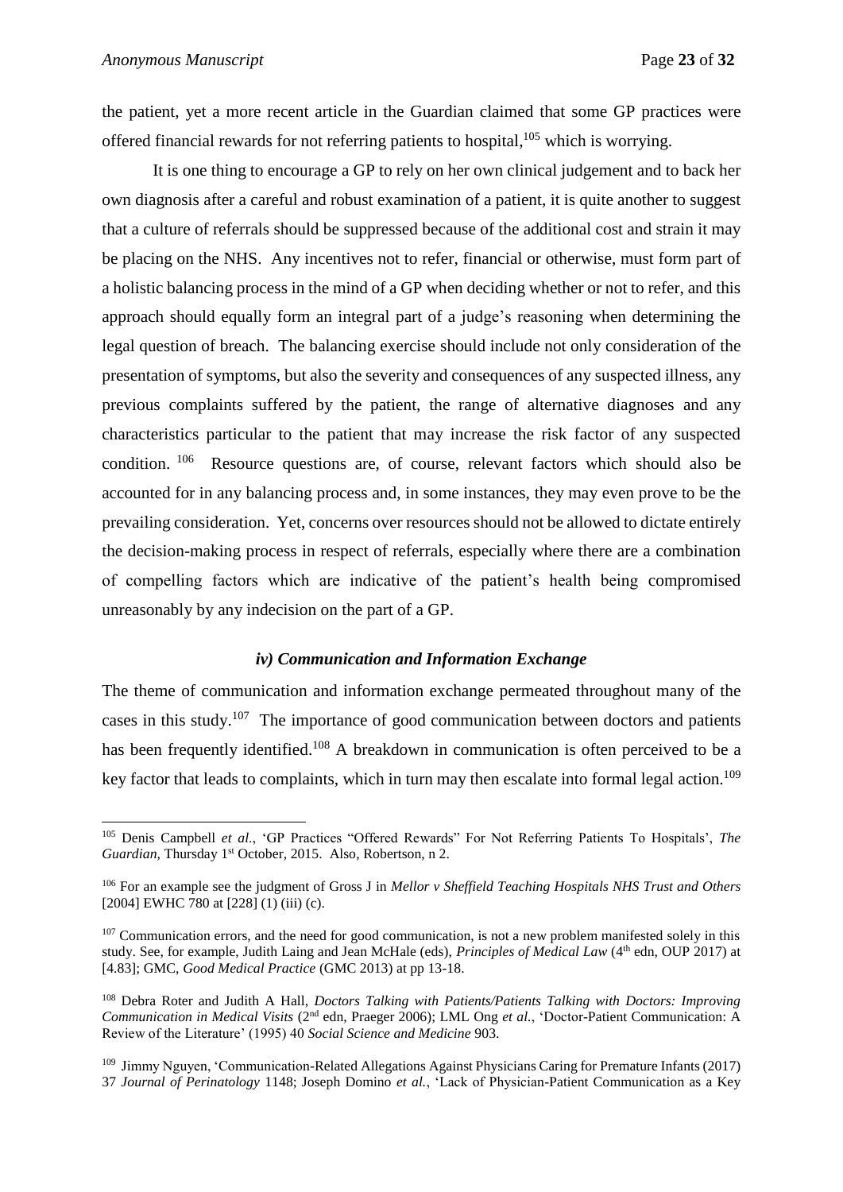the patient, yet a more recent article in the Guardian claimed that some GP practices were offered financial rewards for not referring patients to hospital,[105] which is worrying.

It is one thing to encourage a GP to rely on her own clinical judgement and to back her own diagnosis after a careful and robust examination of a patient, it is quite another to suggest that a culture of referrals should be suppressed because of the additional cost and strain it may be placing on the NHS. Any incentives not to refer, financial or otherwise, must form part of a holistic balancing process in the mind of a GP when deciding whether or not to refer, and this approach should equally form an integral part of a judge's reasoning when determining the legal question of breach. The balancing exercise should include not only consideration of the presentation of symptoms, but also the severity and consequences of any suspected illness, any previous complaints suffered by the patient, the range of alternative diagnoses and any characteristics particular to the patient that may increase the risk factor of any suspected condition.[106] Resource questions are, of course, relevant factors which should also be accounted for in any balancing process and, in some instances, they may even prove to be the prevailing consideration. Yet, concerns over resources should not be allowed to dictate entirely the decision-making process in respect of referrals, especially where there are a combination of compelling factors which are indicative of the patient's health being compromised unreasonably by any indecision on the part of a GP.

### *iv) Communication and Information Exchange*

The theme of communication and information exchange permeated throughout many of the cases in this study.[107] The importance of good communication between doctors and patients has been frequently identified.[108] A breakdown in communication is often perceived to be a key factor that leads to complaints, which in turn may then escalate into formal legal action.[109]

---

[105] Denis Campbell *et al.*, 'GP Practices "Offered Rewards" For Not Referring Patients To Hospitals', *The Guardian,* Thursday 1st October, 2015. Also, Robertson, n 2.

[106] For an example see the judgment of Gross J in *Mellor v Sheffield Teaching Hospitals NHS Trust and Others* [2004] EWHC 780 at [228] (1) (iii) (c).

[107] Communication errors, and the need for good communication, is not a new problem manifested solely in this study. See, for example, Judith Laing and Jean McHale (eds), *Principles of Medical Law* (4th edn, OUP 2017) at [4.83]; GMC, *Good Medical Practice* (GMC 2013) at pp 13-18.

[108] Debra Roter and Judith A Hall, *Doctors Talking with Patients/Patients Talking with Doctors: Improving Communication in Medical Visits* (2nd edn, Praeger 2006); LML Ong *et al.*, 'Doctor-Patient Communication: A Review of the Literature' (1995) 40 *Social Science and Medicine* 903.

[109] Jimmy Nguyen, 'Communication-Related Allegations Against Physicians Caring for Premature Infants (2017) 37 *Journal of Perinatology* 1148; Joseph Domino *et al.*, 'Lack of Physician-Patient Communication as a Key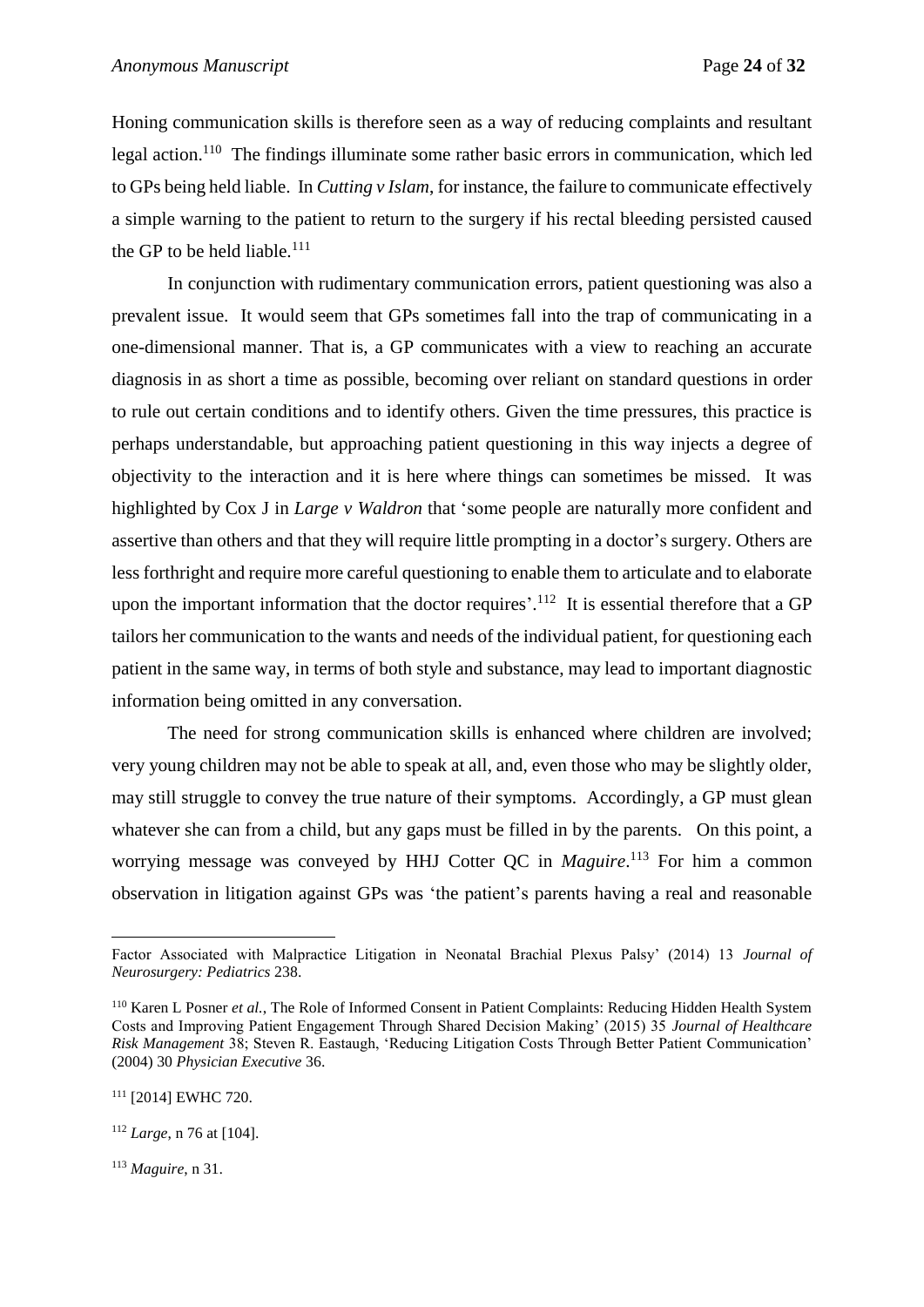Honing communication skills is therefore seen as a way of reducing complaints and resultant legal action.[110] The findings illuminate some rather basic errors in communication, which led to GPs being held liable. In *Cutting v Islam*, for instance, the failure to communicate effectively a simple warning to the patient to return to the surgery if his rectal bleeding persisted caused the GP to be held liable.[111]

In conjunction with rudimentary communication errors, patient questioning was also a prevalent issue. It would seem that GPs sometimes fall into the trap of communicating in a one-dimensional manner. That is, a GP communicates with a view to reaching an accurate diagnosis in as short a time as possible, becoming over reliant on standard questions in order to rule out certain conditions and to identify others. Given the time pressures, this practice is perhaps understandable, but approaching patient questioning in this way injects a degree of objectivity to the interaction and it is here where things can sometimes be missed. It was highlighted by Cox J in *Large v Waldron* that 'some people are naturally more confident and assertive than others and that they will require little prompting in a doctor's surgery. Others are less forthright and require more careful questioning to enable them to articulate and to elaborate upon the important information that the doctor requires'.[112] It is essential therefore that a GP tailors her communication to the wants and needs of the individual patient, for questioning each patient in the same way, in terms of both style and substance, may lead to important diagnostic information being omitted in any conversation.

The need for strong communication skills is enhanced where children are involved; very young children may not be able to speak at all, and, even those who may be slightly older, may still struggle to convey the true nature of their symptoms. Accordingly, a GP must glean whatever she can from a child, but any gaps must be filled in by the parents. On this point, a worrying message was conveyed by HHJ Cotter QC in *Maguire*.[113] For him a common observation in litigation against GPs was 'the patient's parents having a real and reasonable

---

Factor Associated with Malpractice Litigation in Neonatal Brachial Plexus Palsy' (2014) 13 *Journal of Neurosurgery: Pediatrics* 238.

[110] Karen L Posner *et al.*, The Role of Informed Consent in Patient Complaints: Reducing Hidden Health System Costs and Improving Patient Engagement Through Shared Decision Making' (2015) 35 *Journal of Healthcare Risk Management* 38; Steven R. Eastaugh, 'Reducing Litigation Costs Through Better Patient Communication' (2004) 30 *Physician Executive* 36.

[111] [2014] EWHC 720.

[112] *Large*, n 76 at [104].

[113] *Maguire*, n 31.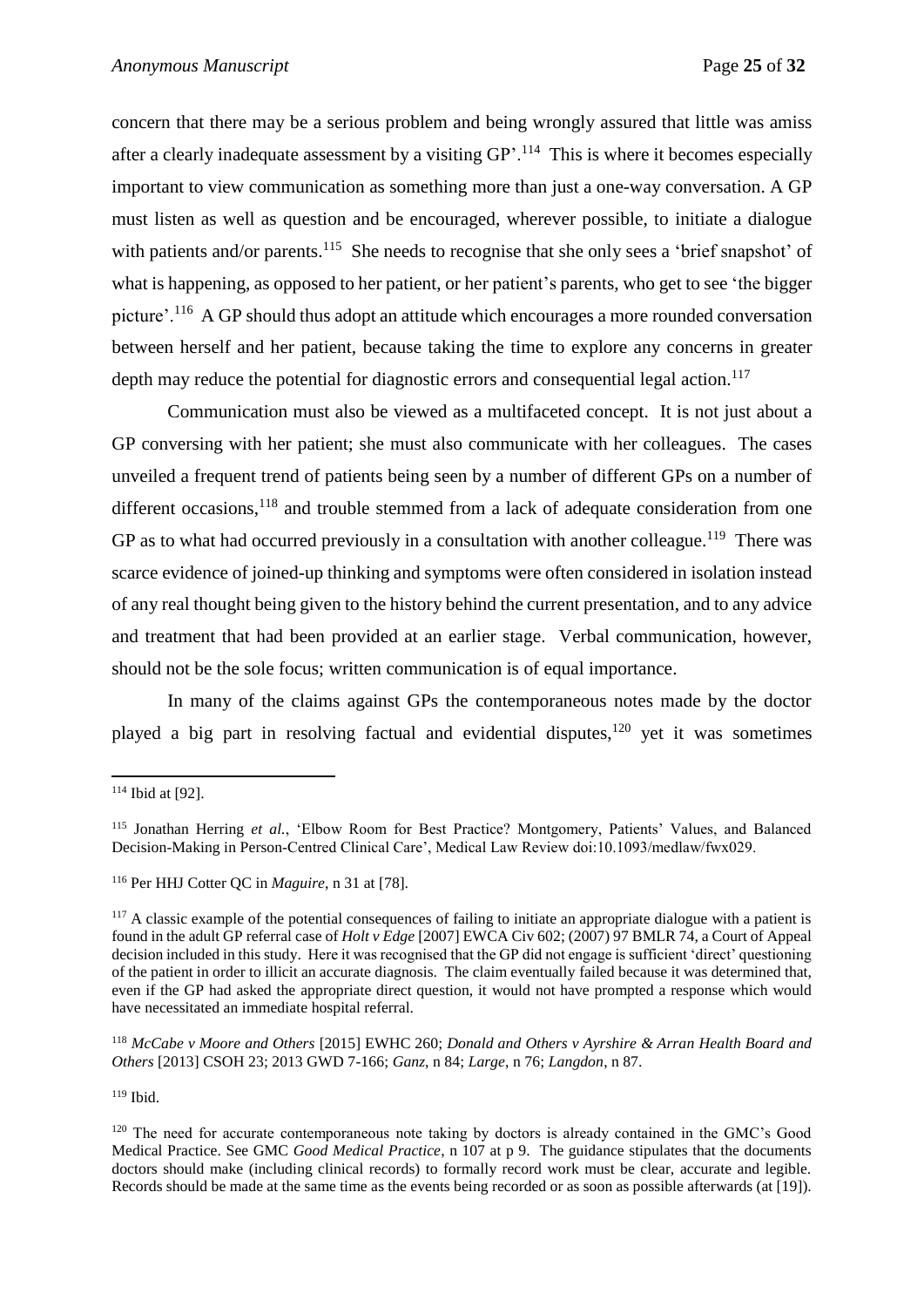concern that there may be a serious problem and being wrongly assured that little was amiss after a clearly inadequate assessment by a visiting GP'.[114] This is where it becomes especially important to view communication as something more than just a one-way conversation. A GP must listen as well as question and be encouraged, wherever possible, to initiate a dialogue with patients and/or parents.[115] She needs to recognise that she only sees a 'brief snapshot' of what is happening, as opposed to her patient, or her patient's parents, who get to see 'the bigger picture'.[116] A GP should thus adopt an attitude which encourages a more rounded conversation between herself and her patient, because taking the time to explore any concerns in greater depth may reduce the potential for diagnostic errors and consequential legal action.[117]

Communication must also be viewed as a multifaceted concept. It is not just about a GP conversing with her patient; she must also communicate with her colleagues. The cases unveiled a frequent trend of patients being seen by a number of different GPs on a number of different occasions,[118] and trouble stemmed from a lack of adequate consideration from one GP as to what had occurred previously in a consultation with another colleague.[119] There was scarce evidence of joined-up thinking and symptoms were often considered in isolation instead of any real thought being given to the history behind the current presentation, and to any advice and treatment that had been provided at an earlier stage. Verbal communication, however, should not be the sole focus; written communication is of equal importance.

In many of the claims against GPs the contemporaneous notes made by the doctor played a big part in resolving factual and evidential disputes,[120] yet it was sometimes

---

[114] Ibid at [92].

[115] Jonathan Herring *et al.*, 'Elbow Room for Best Practice? Montgomery, Patients' Values, and Balanced Decision-Making in Person-Centred Clinical Care', Medical Law Review doi:10.1093/medlaw/fwx029.

[116] Per HHJ Cotter QC in *Maguire*, n 31 at [78].

[117] A classic example of the potential consequences of failing to initiate an appropriate dialogue with a patient is found in the adult GP referral case of *Holt v Edge* [2007] EWCA Civ 602; (2007) 97 BMLR 74, a Court of Appeal decision included in this study. Here it was recognised that the GP did not engage is sufficient 'direct' questioning of the patient in order to illicit an accurate diagnosis. The claim eventually failed because it was determined that, even if the GP had asked the appropriate direct question, it would not have prompted a response which would have necessitated an immediate hospital referral.

[118] *McCabe v Moore and Others* [2015] EWHC 260; *Donald and Others v Ayrshire & Arran Health Board and Others* [2013] CSOH 23; 2013 GWD 7-166; *Ganz*, n 84; *Large*, n 76; *Langdon*, n 87.

[119] Ibid.

[120] The need for accurate contemporaneous note taking by doctors is already contained in the GMC's Good Medical Practice. See GMC *Good Medical Practice*, n 107 at p 9. The guidance stipulates that the documents doctors should make (including clinical records) to formally record work must be clear, accurate and legible. Records should be made at the same time as the events being recorded or as soon as possible afterwards (at [19]).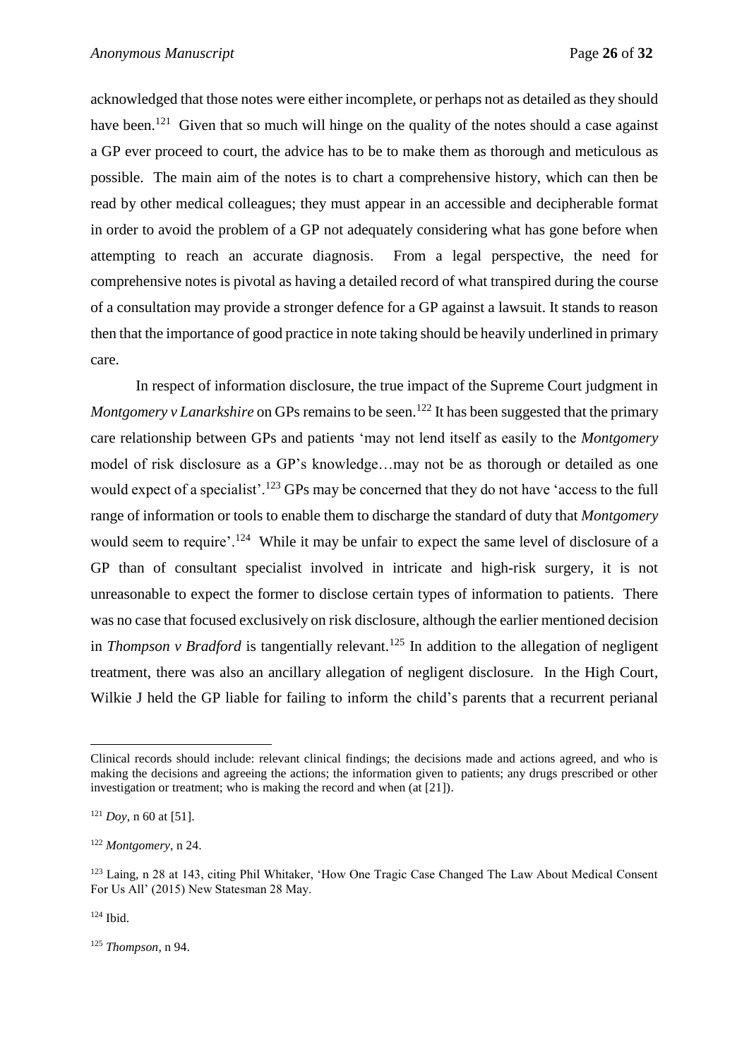acknowledged that those notes were either incomplete, or perhaps not as detailed as they should have been.[121] Given that so much will hinge on the quality of the notes should a case against a GP ever proceed to court, the advice has to be to make them as thorough and meticulous as possible. The main aim of the notes is to chart a comprehensive history, which can then be read by other medical colleagues; they must appear in an accessible and decipherable format in order to avoid the problem of a GP not adequately considering what has gone before when attempting to reach an accurate diagnosis. From a legal perspective, the need for comprehensive notes is pivotal as having a detailed record of what transpired during the course of a consultation may provide a stronger defence for a GP against a lawsuit. It stands to reason then that the importance of good practice in note taking should be heavily underlined in primary care.

In respect of information disclosure, the true impact of the Supreme Court judgment in *Montgomery v Lanarkshire* on GPs remains to be seen.[122] It has been suggested that the primary care relationship between GPs and patients 'may not lend itself as easily to the *Montgomery* model of risk disclosure as a GP's knowledge…may not be as thorough or detailed as one would expect of a specialist'.[123] GPs may be concerned that they do not have 'access to the full range of information or tools to enable them to discharge the standard of duty that *Montgomery* would seem to require'.[124] While it may be unfair to expect the same level of disclosure of a GP than of consultant specialist involved in intricate and high-risk surgery, it is not unreasonable to expect the former to disclose certain types of information to patients. There was no case that focused exclusively on risk disclosure, although the earlier mentioned decision in *Thompson v Bradford* is tangentially relevant.[125] In addition to the allegation of negligent treatment, there was also an ancillary allegation of negligent disclosure. In the High Court, Wilkie J held the GP liable for failing to inform the child's parents that a recurrent perianal

---

Clinical records should include: relevant clinical findings; the decisions made and actions agreed, and who is making the decisions and agreeing the actions; the information given to patients; any drugs prescribed or other investigation or treatment; who is making the record and when (at [21]).

[121] *Doy*, n 60 at [51].

[122] *Montgomery*, n 24.

[123] Laing, n 28 at 143, citing Phil Whitaker, 'How One Tragic Case Changed The Law About Medical Consent For Us All' (2015) New Statesman 28 May.

[124] Ibid.

[125] *Thompson*, n 94.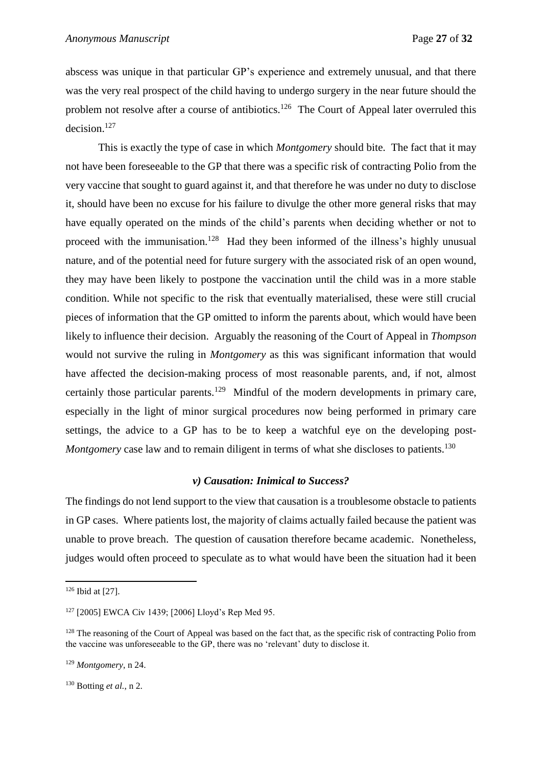abscess was unique in that particular GP's experience and extremely unusual, and that there was the very real prospect of the child having to undergo surgery in the near future should the problem not resolve after a course of antibiotics.[126] The Court of Appeal later overruled this decision.[127]

This is exactly the type of case in which *Montgomery* should bite. The fact that it may not have been foreseeable to the GP that there was a specific risk of contracting Polio from the very vaccine that sought to guard against it, and that therefore he was under no duty to disclose it, should have been no excuse for his failure to divulge the other more general risks that may have equally operated on the minds of the child's parents when deciding whether or not to proceed with the immunisation.[128] Had they been informed of the illness's highly unusual nature, and of the potential need for future surgery with the associated risk of an open wound, they may have been likely to postpone the vaccination until the child was in a more stable condition. While not specific to the risk that eventually materialised, these were still crucial pieces of information that the GP omitted to inform the parents about, which would have been likely to influence their decision. Arguably the reasoning of the Court of Appeal in *Thompson* would not survive the ruling in *Montgomery* as this was significant information that would have affected the decision-making process of most reasonable parents, and, if not, almost certainly those particular parents.[129] Mindful of the modern developments in primary care, especially in the light of minor surgical procedures now being performed in primary care settings, the advice to a GP has to be to keep a watchful eye on the developing post-*Montgomery* case law and to remain diligent in terms of what she discloses to patients.[130]

### *v) Causation: Inimical to Success?*

The findings do not lend support to the view that causation is a troublesome obstacle to patients in GP cases. Where patients lost, the majority of claims actually failed because the patient was unable to prove breach. The question of causation therefore became academic. Nonetheless, judges would often proceed to speculate as to what would have been the situation had it been

---

[126] Ibid at [27].

[127] [2005] EWCA Civ 1439; [2006] Lloyd's Rep Med 95.

[128] The reasoning of the Court of Appeal was based on the fact that, as the specific risk of contracting Polio from the vaccine was unforeseeable to the GP, there was no 'relevant' duty to disclose it.

[129] *Montgomery*, n 24.

[130] Botting *et al.*, n 2.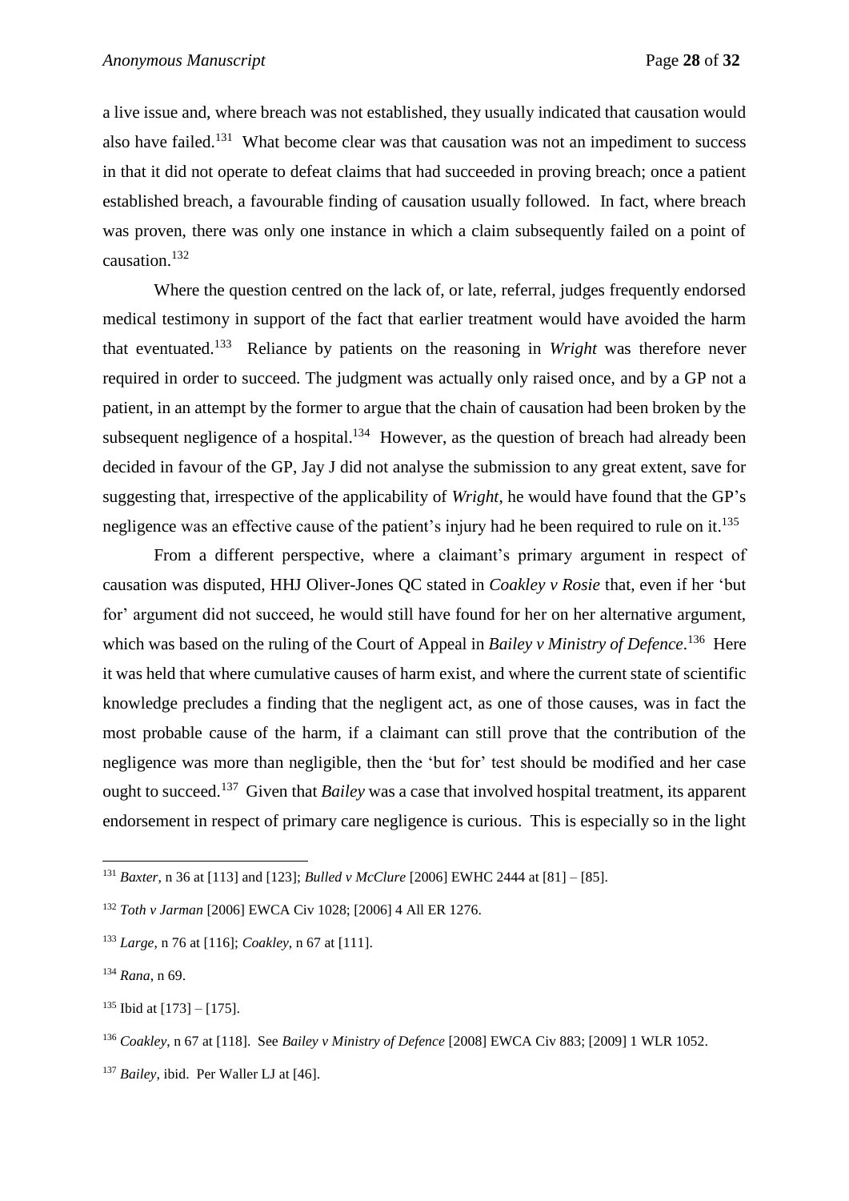a live issue and, where breach was not established, they usually indicated that causation would also have failed.[131] What become clear was that causation was not an impediment to success in that it did not operate to defeat claims that had succeeded in proving breach; once a patient established breach, a favourable finding of causation usually followed. In fact, where breach was proven, there was only one instance in which a claim subsequently failed on a point of causation.[132]

Where the question centred on the lack of, or late, referral, judges frequently endorsed medical testimony in support of the fact that earlier treatment would have avoided the harm that eventuated.[133] Reliance by patients on the reasoning in *Wright* was therefore never required in order to succeed. The judgment was actually only raised once, and by a GP not a patient, in an attempt by the former to argue that the chain of causation had been broken by the subsequent negligence of a hospital.[134] However, as the question of breach had already been decided in favour of the GP, Jay J did not analyse the submission to any great extent, save for suggesting that, irrespective of the applicability of *Wright*, he would have found that the GP's negligence was an effective cause of the patient's injury had he been required to rule on it.[135]

From a different perspective, where a claimant's primary argument in respect of causation was disputed, HHJ Oliver-Jones QC stated in *Coakley v Rosie* that, even if her 'but for' argument did not succeed, he would still have found for her on her alternative argument, which was based on the ruling of the Court of Appeal in *Bailey v Ministry of Defence*.[136] Here it was held that where cumulative causes of harm exist, and where the current state of scientific knowledge precludes a finding that the negligent act, as one of those causes, was in fact the most probable cause of the harm, if a claimant can still prove that the contribution of the negligence was more than negligible, then the 'but for' test should be modified and her case ought to succeed.[137] Given that *Bailey* was a case that involved hospital treatment, its apparent endorsement in respect of primary care negligence is curious. This is especially so in the light

---

[131] *Baxter*, n 36 at [113] and [123]; *Bulled v McClure* [2006] EWHC 2444 at [81] – [85].

[132] *Toth v Jarman* [2006] EWCA Civ 1028; [2006] 4 All ER 1276.

[133] *Large*, n 76 at [116]; *Coakley*, n 67 at [111].

[134] *Rana*, n 69.

[135] Ibid at [173] – [175].

[136] *Coakley*, n 67 at [118]. See *Bailey v Ministry of Defence* [2008] EWCA Civ 883; [2009] 1 WLR 1052.

[137] *Bailey*, ibid. Per Waller LJ at [46].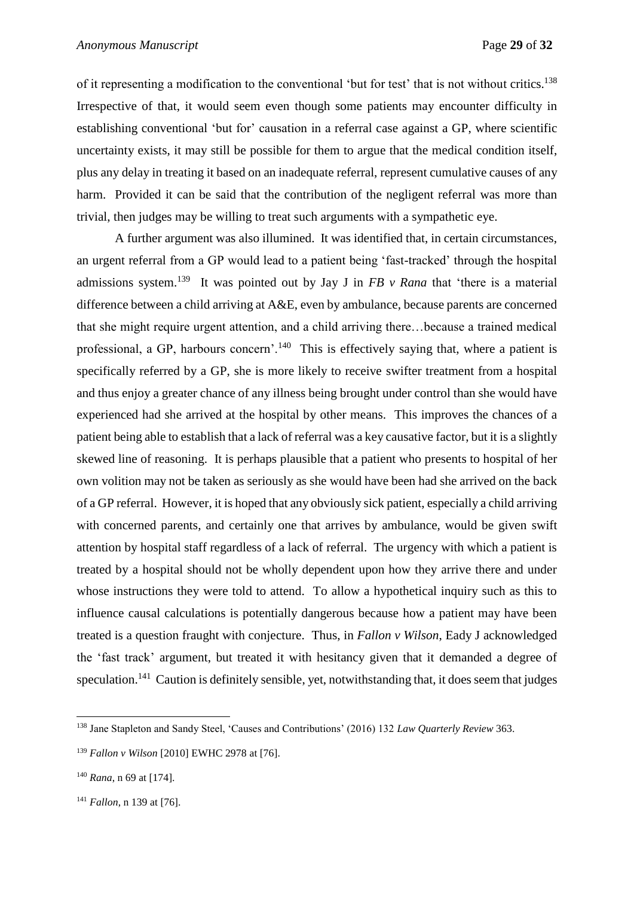of it representing a modification to the conventional 'but for test' that is not without critics.[138] Irrespective of that, it would seem even though some patients may encounter difficulty in establishing conventional 'but for' causation in a referral case against a GP, where scientific uncertainty exists, it may still be possible for them to argue that the medical condition itself, plus any delay in treating it based on an inadequate referral, represent cumulative causes of any harm. Provided it can be said that the contribution of the negligent referral was more than trivial, then judges may be willing to treat such arguments with a sympathetic eye.

A further argument was also illumined. It was identified that, in certain circumstances, an urgent referral from a GP would lead to a patient being 'fast-tracked' through the hospital admissions system.[139] It was pointed out by Jay J in *FB v Rana* that 'there is a material difference between a child arriving at A&E, even by ambulance, because parents are concerned that she might require urgent attention, and a child arriving there…because a trained medical professional, a GP, harbours concern'.[140] This is effectively saying that, where a patient is specifically referred by a GP, she is more likely to receive swifter treatment from a hospital and thus enjoy a greater chance of any illness being brought under control than she would have experienced had she arrived at the hospital by other means. This improves the chances of a patient being able to establish that a lack of referral was a key causative factor, but it is a slightly skewed line of reasoning. It is perhaps plausible that a patient who presents to hospital of her own volition may not be taken as seriously as she would have been had she arrived on the back of a GP referral. However, it is hoped that any obviously sick patient, especially a child arriving with concerned parents, and certainly one that arrives by ambulance, would be given swift attention by hospital staff regardless of a lack of referral. The urgency with which a patient is treated by a hospital should not be wholly dependent upon how they arrive there and under whose instructions they were told to attend. To allow a hypothetical inquiry such as this to influence causal calculations is potentially dangerous because how a patient may have been treated is a question fraught with conjecture. Thus, in *Fallon v Wilson*, Eady J acknowledged the 'fast track' argument, but treated it with hesitancy given that it demanded a degree of speculation.[141] Caution is definitely sensible, yet, notwithstanding that, it does seem that judges

---

[138] Jane Stapleton and Sandy Steel, 'Causes and Contributions' (2016) 132 *Law Quarterly Review* 363.

[139] *Fallon v Wilson* [2010] EWHC 2978 at [76].

[140] *Rana*, n 69 at [174].

[141] *Fallon*, n 139 at [76].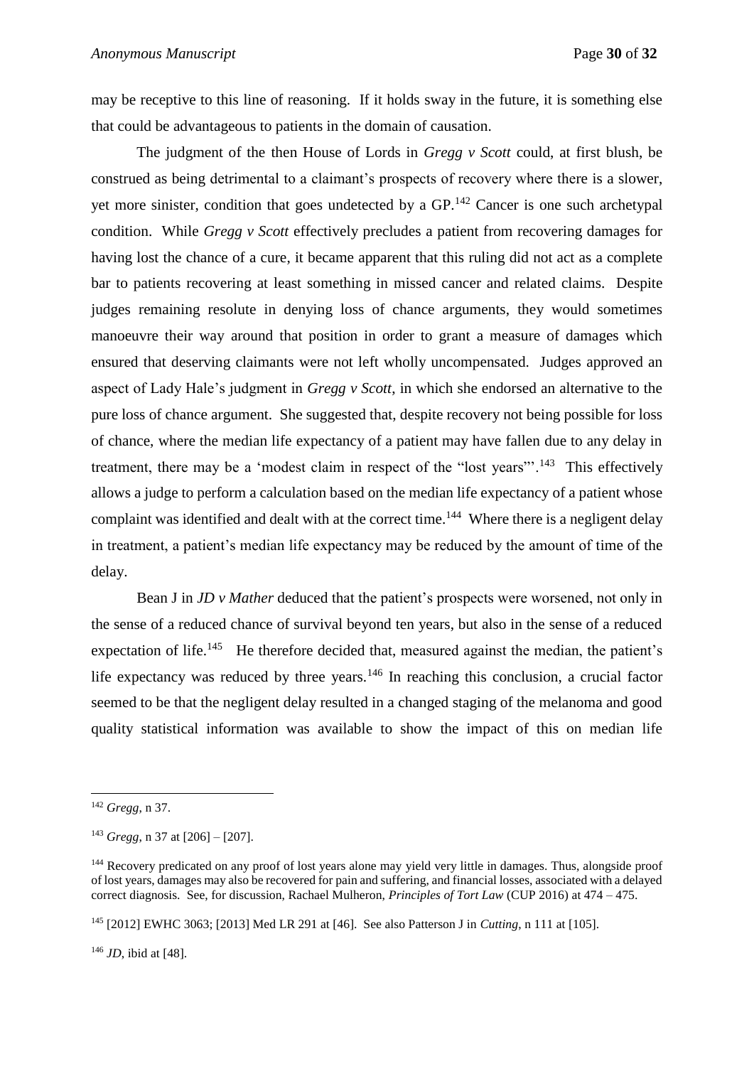may be receptive to this line of reasoning. If it holds sway in the future, it is something else that could be advantageous to patients in the domain of causation.

The judgment of the then House of Lords in *Gregg v Scott* could, at first blush, be construed as being detrimental to a claimant's prospects of recovery where there is a slower, yet more sinister, condition that goes undetected by a GP.[142] Cancer is one such archetypal condition. While *Gregg v Scott* effectively precludes a patient from recovering damages for having lost the chance of a cure, it became apparent that this ruling did not act as a complete bar to patients recovering at least something in missed cancer and related claims. Despite judges remaining resolute in denying loss of chance arguments, they would sometimes manoeuvre their way around that position in order to grant a measure of damages which ensured that deserving claimants were not left wholly uncompensated. Judges approved an aspect of Lady Hale's judgment in *Gregg v Scott*, in which she endorsed an alternative to the pure loss of chance argument. She suggested that, despite recovery not being possible for loss of chance, where the median life expectancy of a patient may have fallen due to any delay in treatment, there may be a 'modest claim in respect of the "lost years"'.[143] This effectively allows a judge to perform a calculation based on the median life expectancy of a patient whose complaint was identified and dealt with at the correct time.[144] Where there is a negligent delay in treatment, a patient's median life expectancy may be reduced by the amount of time of the delay.

Bean J in *JD v Mather* deduced that the patient's prospects were worsened, not only in the sense of a reduced chance of survival beyond ten years, but also in the sense of a reduced expectation of life.[145] He therefore decided that, measured against the median, the patient's life expectancy was reduced by three years.[146] In reaching this conclusion, a crucial factor seemed to be that the negligent delay resulted in a changed staging of the melanoma and good quality statistical information was available to show the impact of this on median life

---

[142] *Gregg*, n 37.

[143] *Gregg*, n 37 at [206] – [207].

[144] Recovery predicated on any proof of lost years alone may yield very little in damages. Thus, alongside proof of lost years, damages may also be recovered for pain and suffering, and financial losses, associated with a delayed correct diagnosis. See, for discussion, Rachael Mulheron, *Principles of Tort Law* (CUP 2016) at 474 – 475.

[145] [2012] EWHC 3063; [2013] Med LR 291 at [46]. See also Patterson J in *Cutting*, n 111 at [105].

[146] *JD*, ibid at [48].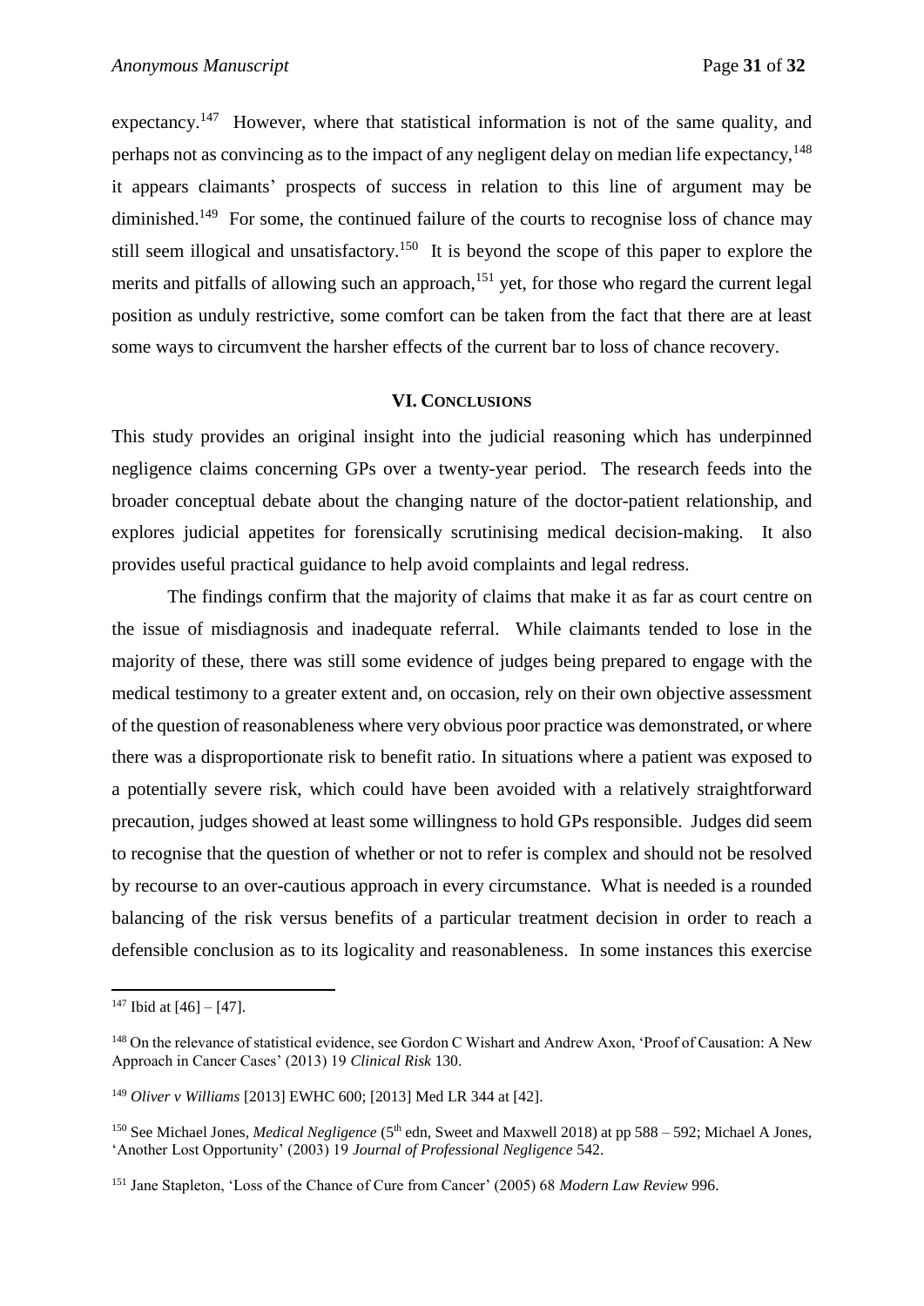expectancy.[147] However, where that statistical information is not of the same quality, and perhaps not as convincing as to the impact of any negligent delay on median life expectancy,[148] it appears claimants' prospects of success in relation to this line of argument may be diminished.[149] For some, the continued failure of the courts to recognise loss of chance may still seem illogical and unsatisfactory.[150] It is beyond the scope of this paper to explore the merits and pitfalls of allowing such an approach,[151] yet, for those who regard the current legal position as unduly restrictive, some comfort can be taken from the fact that there are at least some ways to circumvent the harsher effects of the current bar to loss of chance recovery.

## VI. Conclusions

This study provides an original insight into the judicial reasoning which has underpinned negligence claims concerning GPs over a twenty-year period. The research feeds into the broader conceptual debate about the changing nature of the doctor-patient relationship, and explores judicial appetites for forensically scrutinising medical decision-making. It also provides useful practical guidance to help avoid complaints and legal redress.

The findings confirm that the majority of claims that make it as far as court centre on the issue of misdiagnosis and inadequate referral. While claimants tended to lose in the majority of these, there was still some evidence of judges being prepared to engage with the medical testimony to a greater extent and, on occasion, rely on their own objective assessment of the question of reasonableness where very obvious poor practice was demonstrated, or where there was a disproportionate risk to benefit ratio. In situations where a patient was exposed to a potentially severe risk, which could have been avoided with a relatively straightforward precaution, judges showed at least some willingness to hold GPs responsible. Judges did seem to recognise that the question of whether or not to refer is complex and should not be resolved by recourse to an over-cautious approach in every circumstance. What is needed is a rounded balancing of the risk versus benefits of a particular treatment decision in order to reach a defensible conclusion as to its logicality and reasonableness. In some instances this exercise

---

[147] Ibid at [46] – [47].

[148] On the relevance of statistical evidence, see Gordon C Wishart and Andrew Axon, 'Proof of Causation: A New Approach in Cancer Cases' (2013) 19 *Clinical Risk* 130.

[149] *Oliver v Williams* [2013] EWHC 600; [2013] Med LR 344 at [42].

[150] See Michael Jones, *Medical Negligence* (5th edn, Sweet and Maxwell 2018) at pp 588 – 592; Michael A Jones, 'Another Lost Opportunity' (2003) 19 *Journal of Professional Negligence* 542.

[151] Jane Stapleton, 'Loss of the Chance of Cure from Cancer' (2005) 68 *Modern Law Review* 996.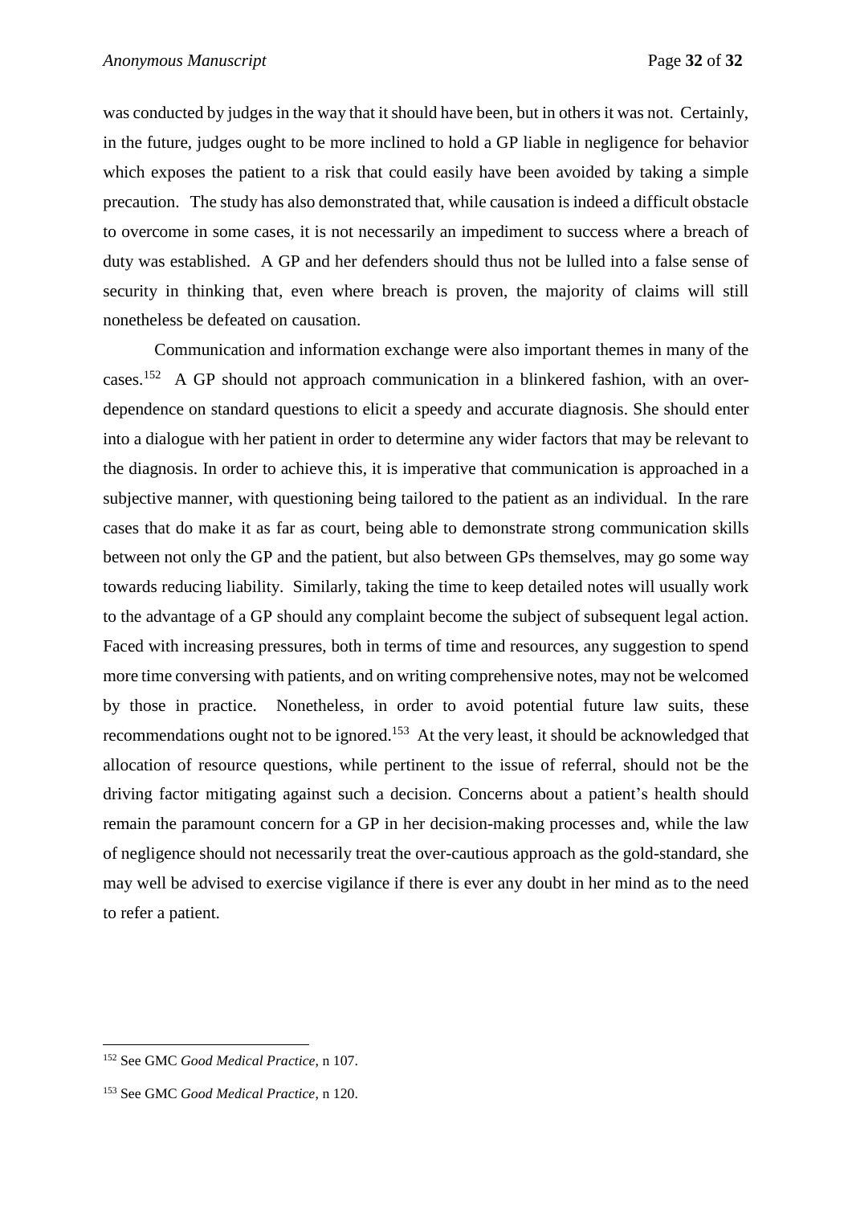was conducted by judges in the way that it should have been, but in others it was not. Certainly, in the future, judges ought to be more inclined to hold a GP liable in negligence for behavior which exposes the patient to a risk that could easily have been avoided by taking a simple precaution. The study has also demonstrated that, while causation is indeed a difficult obstacle to overcome in some cases, it is not necessarily an impediment to success where a breach of duty was established. A GP and her defenders should thus not be lulled into a false sense of security in thinking that, even where breach is proven, the majority of claims will still nonetheless be defeated on causation.

Communication and information exchange were also important themes in many of the cases.[152] A GP should not approach communication in a blinkered fashion, with an over-dependence on standard questions to elicit a speedy and accurate diagnosis. She should enter into a dialogue with her patient in order to determine any wider factors that may be relevant to the diagnosis. In order to achieve this, it is imperative that communication is approached in a subjective manner, with questioning being tailored to the patient as an individual. In the rare cases that do make it as far as court, being able to demonstrate strong communication skills between not only the GP and the patient, but also between GPs themselves, may go some way towards reducing liability. Similarly, taking the time to keep detailed notes will usually work to the advantage of a GP should any complaint become the subject of subsequent legal action. Faced with increasing pressures, both in terms of time and resources, any suggestion to spend more time conversing with patients, and on writing comprehensive notes, may not be welcomed by those in practice. Nonetheless, in order to avoid potential future law suits, these recommendations ought not to be ignored.[153] At the very least, it should be acknowledged that allocation of resource questions, while pertinent to the issue of referral, should not be the driving factor mitigating against such a decision. Concerns about a patient's health should remain the paramount concern for a GP in her decision-making processes and, while the law of negligence should not necessarily treat the over-cautious approach as the gold-standard, she may well be advised to exercise vigilance if there is ever any doubt in her mind as to the need to refer a patient.

---

[152] See GMC *Good Medical Practice*, n 107.

[153] See GMC *Good Medical Practice*, n 120.